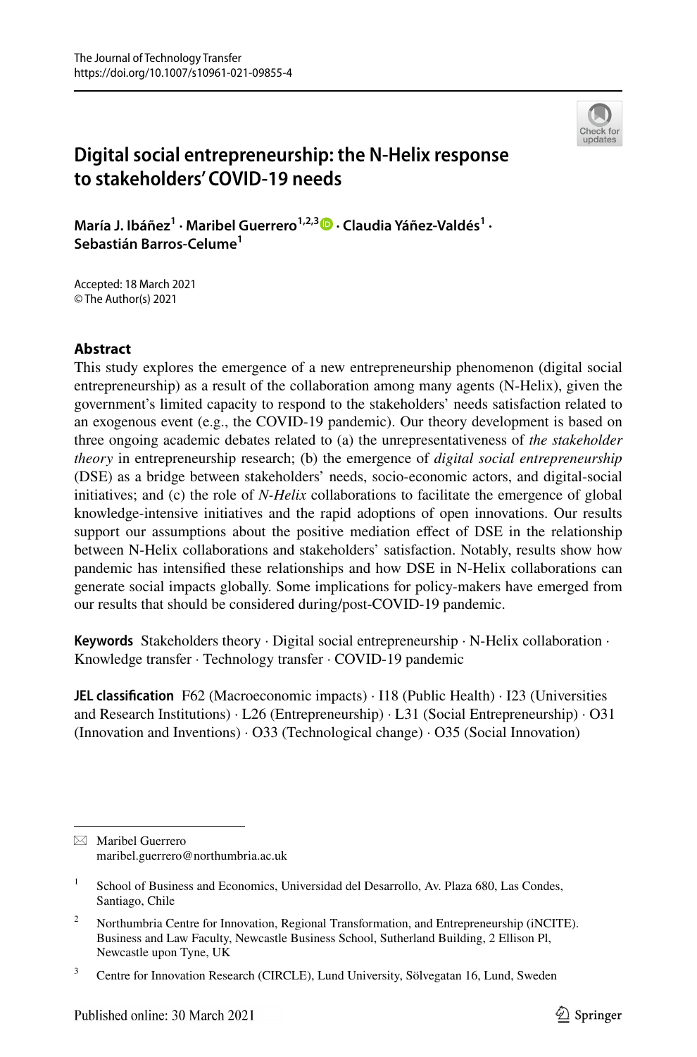# Digital social entrepreneurship: the N-Helix response to stakeholders' COVID-19 needs

**María J. Ibáñez**[1] · **Maribel Guerrero**[1,2,3] · **Claudia Yáñez-Valdés**[1] · **Sebastián Barros-Celume**[1]

Accepted: 18 March 2021
© The Author(s) 2021

## Abstract

This study explores the emergence of a new entrepreneurship phenomenon (digital social entrepreneurship) as a result of the collaboration among many agents (N-Helix), given the government's limited capacity to respond to the stakeholders' needs satisfaction related to an exogenous event (e.g., the COVID-19 pandemic). Our theory development is based on three ongoing academic debates related to (a) the unrepresentativeness of *the stakeholder theory* in entrepreneurship research; (b) the emergence of *digital social entrepreneurship* (DSE) as a bridge between stakeholders' needs, socio-economic actors, and digital-social initiatives; and (c) the role of *N-Helix* collaborations to facilitate the emergence of global knowledge-intensive initiatives and the rapid adoptions of open innovations. Our results support our assumptions about the positive mediation effect of DSE in the relationship between N-Helix collaborations and stakeholders' satisfaction. Notably, results show how pandemic has intensified these relationships and how DSE in N-Helix collaborations can generate social impacts globally. Some implications for policy-makers have emerged from our results that should be considered during/post-COVID-19 pandemic.

**Keywords** Stakeholders theory · Digital social entrepreneurship · N-Helix collaboration · Knowledge transfer · Technology transfer · COVID-19 pandemic

**JEL classification** F62 (Macroeconomic impacts) · I18 (Public Health) · I23 (Universities and Research Institutions) · L26 (Entrepreneurship) · L31 (Social Entrepreneurship) · O31 (Innovation and Inventions) · O33 (Technological change) · O35 (Social Innovation)

---

✉ Maribel Guerrero
maribel.guerrero@northumbria.ac.uk

[1] School of Business and Economics, Universidad del Desarrollo, Av. Plaza 680, Las Condes, Santiago, Chile

[2] Northumbria Centre for Innovation, Regional Transformation, and Entrepreneurship (iNCITE). Business and Law Faculty, Newcastle Business School, Sutherland Building, 2 Ellison Pl, Newcastle upon Tyne, UK

[3] Centre for Innovation Research (CIRCLE), Lund University, Sölvegatan 16, Lund, Sweden

Published online: 30 March 2021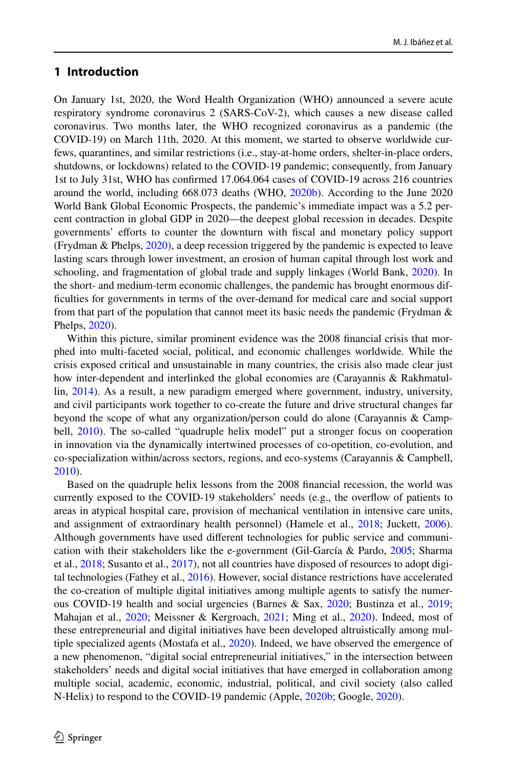## 1 Introduction

On January 1st, 2020, the Word Health Organization (WHO) announced a severe acute respiratory syndrome coronavirus 2 (SARS-CoV-2), which causes a new disease called coronavirus. Two months later, the WHO recognized coronavirus as a pandemic (the COVID-19) on March 11th, 2020. At this moment, we started to observe worldwide curfews, quarantines, and similar restrictions (i.e., stay-at-home orders, shelter-in-place orders, shutdowns, or lockdowns) related to the COVID-19 pandemic; consequently, from January 1st to July 31st, WHO has confirmed 17.064.064 cases of COVID-19 across 216 countries around the world, including 668.073 deaths (WHO, 2020b). According to the June 2020 World Bank Global Economic Prospects, the pandemic's immediate impact was a 5.2 percent contraction in global GDP in 2020—the deepest global recession in decades. Despite governments' efforts to counter the downturn with fiscal and monetary policy support (Frydman & Phelps, 2020), a deep recession triggered by the pandemic is expected to leave lasting scars through lower investment, an erosion of human capital through lost work and schooling, and fragmentation of global trade and supply linkages (World Bank, 2020). In the short- and medium-term economic challenges, the pandemic has brought enormous difficulties for governments in terms of the over-demand for medical care and social support from that part of the population that cannot meet its basic needs the pandemic (Frydman & Phelps, 2020).

Within this picture, similar prominent evidence was the 2008 financial crisis that morphed into multi-faceted social, political, and economic challenges worldwide. While the crisis exposed critical and unsustainable in many countries, the crisis also made clear just how inter-dependent and interlinked the global economies are (Carayannis & Rakhmatullin, 2014). As a result, a new paradigm emerged where government, industry, university, and civil participants work together to co-create the future and drive structural changes far beyond the scope of what any organization/person could do alone (Carayannis & Campbell, 2010). The so-called "quadruple helix model" put a stronger focus on cooperation in innovation via the dynamically intertwined processes of co-opetition, co-evolution, and co-specialization within/across sectors, regions, and eco-systems (Carayannis & Campbell, 2010).

Based on the quadruple helix lessons from the 2008 financial recession, the world was currently exposed to the COVID-19 stakeholders' needs (e.g., the overflow of patients to areas in atypical hospital care, provision of mechanical ventilation in intensive care units, and assignment of extraordinary health personnel) (Hamele et al., 2018; Juckett, 2006). Although governments have used different technologies for public service and communication with their stakeholders like the e-government (Gil-García & Pardo, 2005; Sharma et al., 2018; Susanto et al., 2017), not all countries have disposed of resources to adopt digital technologies (Fathey et al., 2016). However, social distance restrictions have accelerated the co-creation of multiple digital initiatives among multiple agents to satisfy the numerous COVID-19 health and social urgencies (Barnes & Sax, 2020; Bustinza et al., 2019; Mahajan et al., 2020; Meissner & Kergroach, 2021; Ming et al., 2020). Indeed, most of these entrepreneurial and digital initiatives have been developed altruistically among multiple specialized agents (Mostafa et al., 2020). Indeed, we have observed the emergence of a new phenomenon, "digital social entrepreneurial initiatives," in the intersection between stakeholders' needs and digital social initiatives that have emerged in collaboration among multiple social, academic, economic, industrial, political, and civil society (also called N-Helix) to respond to the COVID-19 pandemic (Apple, 2020b; Google, 2020).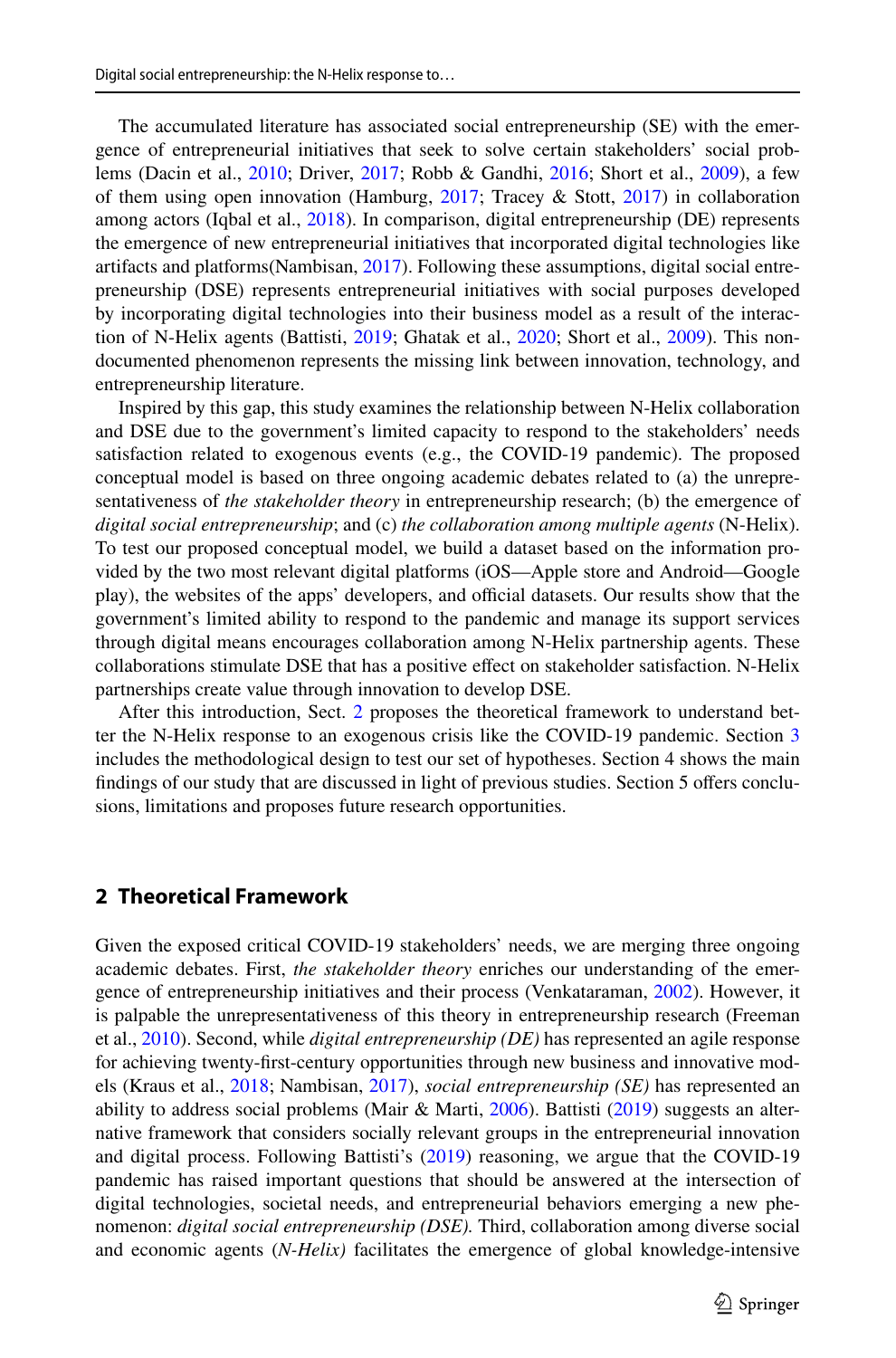The accumulated literature has associated social entrepreneurship (SE) with the emergence of entrepreneurial initiatives that seek to solve certain stakeholders' social problems (Dacin et al., 2010; Driver, 2017; Robb & Gandhi, 2016; Short et al., 2009), a few of them using open innovation (Hamburg, 2017; Tracey & Stott, 2017) in collaboration among actors (Iqbal et al., 2018). In comparison, digital entrepreneurship (DE) represents the emergence of new entrepreneurial initiatives that incorporated digital technologies like artifacts and platforms(Nambisan, 2017). Following these assumptions, digital social entrepreneurship (DSE) represents entrepreneurial initiatives with social purposes developed by incorporating digital technologies into their business model as a result of the interaction of N-Helix agents (Battisti, 2019; Ghatak et al., 2020; Short et al., 2009). This non-documented phenomenon represents the missing link between innovation, technology, and entrepreneurship literature.

Inspired by this gap, this study examines the relationship between N-Helix collaboration and DSE due to the government's limited capacity to respond to the stakeholders' needs satisfaction related to exogenous events (e.g., the COVID-19 pandemic). The proposed conceptual model is based on three ongoing academic debates related to (a) the unrepresentativeness of *the stakeholder theory* in entrepreneurship research; (b) the emergence of *digital social entrepreneurship*; and (c) *the collaboration among multiple agents* (N-Helix). To test our proposed conceptual model, we build a dataset based on the information provided by the two most relevant digital platforms (iOS—Apple store and Android—Google play), the websites of the apps' developers, and official datasets. Our results show that the government's limited ability to respond to the pandemic and manage its support services through digital means encourages collaboration among N-Helix partnership agents. These collaborations stimulate DSE that has a positive effect on stakeholder satisfaction. N-Helix partnerships create value through innovation to develop DSE.

After this introduction, Sect. 2 proposes the theoretical framework to understand better the N-Helix response to an exogenous crisis like the COVID-19 pandemic. Section 3 includes the methodological design to test our set of hypotheses. Section 4 shows the main findings of our study that are discussed in light of previous studies. Section 5 offers conclusions, limitations and proposes future research opportunities.

## 2 Theoretical Framework

Given the exposed critical COVID-19 stakeholders' needs, we are merging three ongoing academic debates. First, *the stakeholder theory* enriches our understanding of the emergence of entrepreneurship initiatives and their process (Venkataraman, 2002). However, it is palpable the unrepresentativeness of this theory in entrepreneurship research (Freeman et al., 2010). Second, while *digital entrepreneurship (DE)* has represented an agile response for achieving twenty-first-century opportunities through new business and innovative models (Kraus et al., 2018; Nambisan, 2017), *social entrepreneurship (SE)* has represented an ability to address social problems (Mair & Marti, 2006). Battisti (2019) suggests an alternative framework that considers socially relevant groups in the entrepreneurial innovation and digital process. Following Battisti's (2019) reasoning, we argue that the COVID-19 pandemic has raised important questions that should be answered at the intersection of digital technologies, societal needs, and entrepreneurial behaviors emerging a new phenomenon: *digital social entrepreneurship (DSE).* Third, collaboration among diverse social and economic agents (*N-Helix)* facilitates the emergence of global knowledge-intensive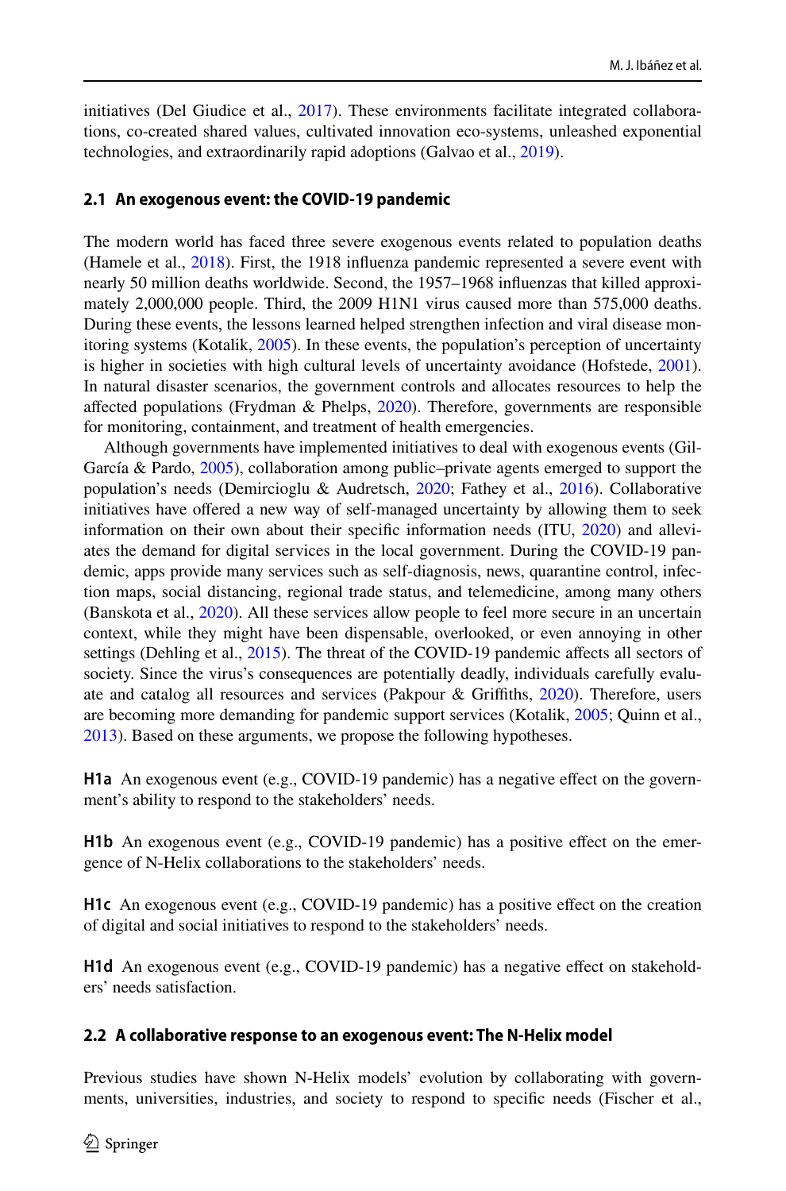initiatives (Del Giudice et al., 2017). These environments facilitate integrated collaborations, co-created shared values, cultivated innovation eco-systems, unleashed exponential technologies, and extraordinarily rapid adoptions (Galvao et al., 2019).

### 2.1 An exogenous event: the COVID-19 pandemic

The modern world has faced three severe exogenous events related to population deaths (Hamele et al., 2018). First, the 1918 influenza pandemic represented a severe event with nearly 50 million deaths worldwide. Second, the 1957–1968 influenzas that killed approximately 2,000,000 people. Third, the 2009 H1N1 virus caused more than 575,000 deaths. During these events, the lessons learned helped strengthen infection and viral disease monitoring systems (Kotalik, 2005). In these events, the population's perception of uncertainty is higher in societies with high cultural levels of uncertainty avoidance (Hofstede, 2001). In natural disaster scenarios, the government controls and allocates resources to help the affected populations (Frydman & Phelps, 2020). Therefore, governments are responsible for monitoring, containment, and treatment of health emergencies.

Although governments have implemented initiatives to deal with exogenous events (Gil-García & Pardo, 2005), collaboration among public–private agents emerged to support the population's needs (Demircioglu & Audretsch, 2020; Fathey et al., 2016). Collaborative initiatives have offered a new way of self-managed uncertainty by allowing them to seek information on their own about their specific information needs (ITU, 2020) and alleviates the demand for digital services in the local government. During the COVID-19 pandemic, apps provide many services such as self-diagnosis, news, quarantine control, infection maps, social distancing, regional trade status, and telemedicine, among many others (Banskota et al., 2020). All these services allow people to feel more secure in an uncertain context, while they might have been dispensable, overlooked, or even annoying in other settings (Dehling et al., 2015). The threat of the COVID-19 pandemic affects all sectors of society. Since the virus's consequences are potentially deadly, individuals carefully evaluate and catalog all resources and services (Pakpour & Griffiths, 2020). Therefore, users are becoming more demanding for pandemic support services (Kotalik, 2005; Quinn et al., 2013). Based on these arguments, we propose the following hypotheses.

**H1a** An exogenous event (e.g., COVID-19 pandemic) has a negative effect on the government's ability to respond to the stakeholders' needs.

**H1b** An exogenous event (e.g., COVID-19 pandemic) has a positive effect on the emergence of N-Helix collaborations to the stakeholders' needs.

**H1c** An exogenous event (e.g., COVID-19 pandemic) has a positive effect on the creation of digital and social initiatives to respond to the stakeholders' needs.

**H1d** An exogenous event (e.g., COVID-19 pandemic) has a negative effect on stakeholders' needs satisfaction.

### 2.2 A collaborative response to an exogenous event: The N-Helix model

Previous studies have shown N-Helix models' evolution by collaborating with governments, universities, industries, and society to respond to specific needs (Fischer et al.,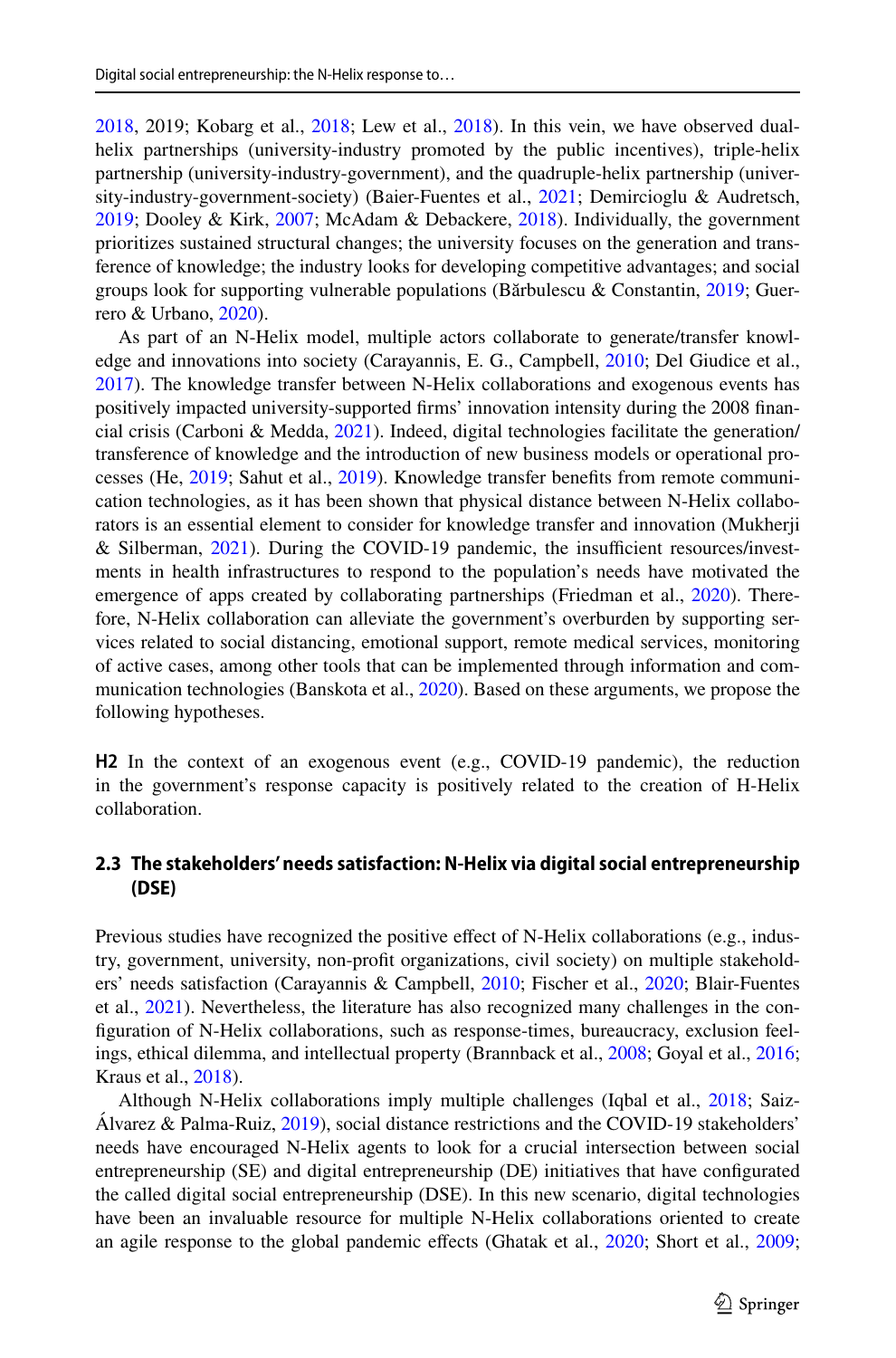2018, 2019; Kobarg et al., 2018; Lew et al., 2018). In this vein, we have observed dual-helix partnerships (university-industry promoted by the public incentives), triple-helix partnership (university-industry-government), and the quadruple-helix partnership (university-industry-government-society) (Baier-Fuentes et al., 2021; Demircioglu & Audretsch, 2019; Dooley & Kirk, 2007; McAdam & Debackere, 2018). Individually, the government prioritizes sustained structural changes; the university focuses on the generation and transference of knowledge; the industry looks for developing competitive advantages; and social groups look for supporting vulnerable populations (Bărbulescu & Constantin, 2019; Guerrero & Urbano, 2020).

As part of an N-Helix model, multiple actors collaborate to generate/transfer knowledge and innovations into society (Carayannis, E. G., Campbell, 2010; Del Giudice et al., 2017). The knowledge transfer between N-Helix collaborations and exogenous events has positively impacted university-supported firms' innovation intensity during the 2008 financial crisis (Carboni & Medda, 2021). Indeed, digital technologies facilitate the generation/transference of knowledge and the introduction of new business models or operational processes (He, 2019; Sahut et al., 2019). Knowledge transfer benefits from remote communication technologies, as it has been shown that physical distance between N-Helix collaborators is an essential element to consider for knowledge transfer and innovation (Mukherji & Silberman, 2021). During the COVID-19 pandemic, the insufficient resources/investments in health infrastructures to respond to the population's needs have motivated the emergence of apps created by collaborating partnerships (Friedman et al., 2020). Therefore, N-Helix collaboration can alleviate the government's overburden by supporting services related to social distancing, emotional support, remote medical services, monitoring of active cases, among other tools that can be implemented through information and communication technologies (Banskota et al., 2020). Based on these arguments, we propose the following hypotheses.

**H2** In the context of an exogenous event (e.g., COVID-19 pandemic), the reduction in the government's response capacity is positively related to the creation of H-Helix collaboration.

### 2.3 The stakeholders' needs satisfaction: N-Helix via digital social entrepreneurship (DSE)

Previous studies have recognized the positive effect of N-Helix collaborations (e.g., industry, government, university, non-profit organizations, civil society) on multiple stakeholders' needs satisfaction (Carayannis & Campbell, 2010; Fischer et al., 2020; Blair-Fuentes et al., 2021). Nevertheless, the literature has also recognized many challenges in the configuration of N-Helix collaborations, such as response-times, bureaucracy, exclusion feelings, ethical dilemma, and intellectual property (Brannback et al., 2008; Goyal et al., 2016; Kraus et al., 2018).

Although N-Helix collaborations imply multiple challenges (Iqbal et al., 2018; Saiz-Álvarez & Palma-Ruiz, 2019), social distance restrictions and the COVID-19 stakeholders' needs have encouraged N-Helix agents to look for a crucial intersection between social entrepreneurship (SE) and digital entrepreneurship (DE) initiatives that have configurated the called digital social entrepreneurship (DSE). In this new scenario, digital technologies have been an invaluable resource for multiple N-Helix collaborations oriented to create an agile response to the global pandemic effects (Ghatak et al., 2020; Short et al., 2009;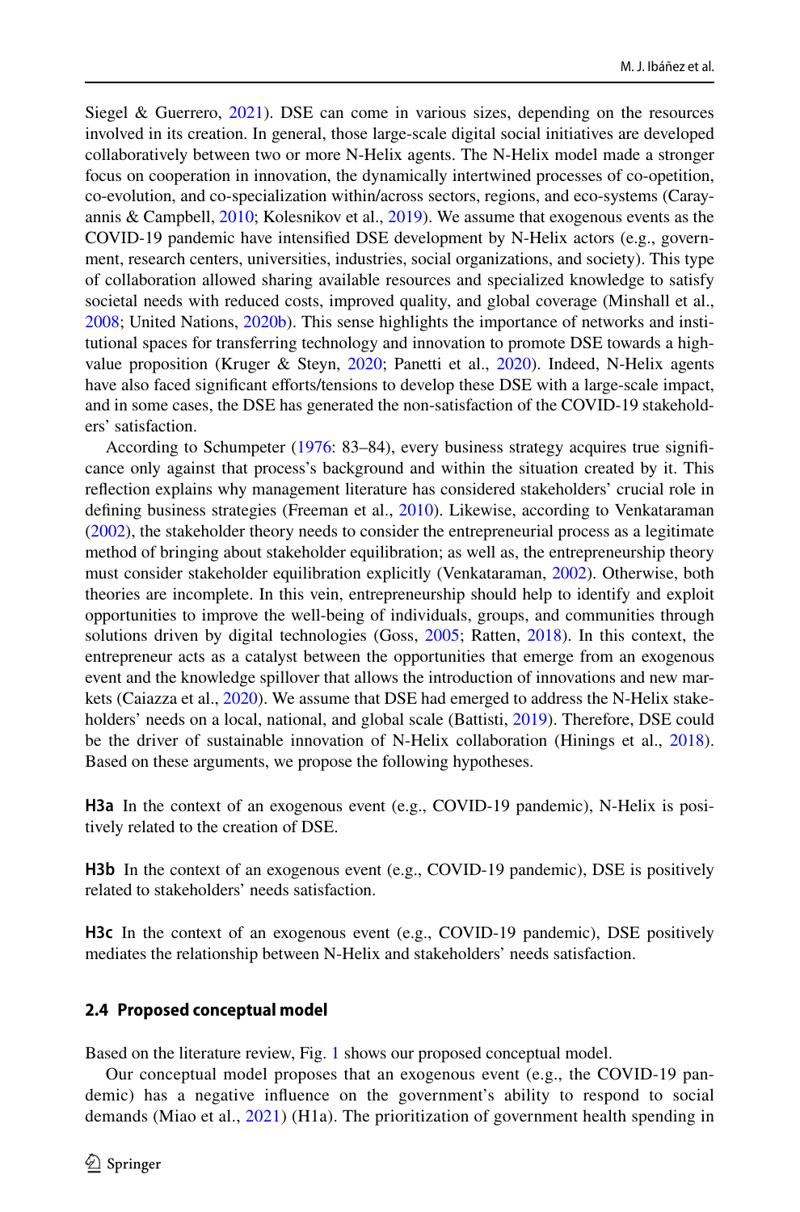Siegel & Guerrero, 2021). DSE can come in various sizes, depending on the resources involved in its creation. In general, those large-scale digital social initiatives are developed collaboratively between two or more N-Helix agents. The N-Helix model made a stronger focus on cooperation in innovation, the dynamically intertwined processes of co-opetition, co-evolution, and co-specialization within/across sectors, regions, and eco-systems (Carayannis & Campbell, 2010; Kolesnikov et al., 2019). We assume that exogenous events as the COVID-19 pandemic have intensified DSE development by N-Helix actors (e.g., government, research centers, universities, industries, social organizations, and society). This type of collaboration allowed sharing available resources and specialized knowledge to satisfy societal needs with reduced costs, improved quality, and global coverage (Minshall et al., 2008; United Nations, 2020b). This sense highlights the importance of networks and institutional spaces for transferring technology and innovation to promote DSE towards a high-value proposition (Kruger & Steyn, 2020; Panetti et al., 2020). Indeed, N-Helix agents have also faced significant efforts/tensions to develop these DSE with a large-scale impact, and in some cases, the DSE has generated the non-satisfaction of the COVID-19 stakeholders' satisfaction.

According to Schumpeter (1976: 83–84), every business strategy acquires true significance only against that process's background and within the situation created by it. This reflection explains why management literature has considered stakeholders' crucial role in defining business strategies (Freeman et al., 2010). Likewise, according to Venkataraman (2002), the stakeholder theory needs to consider the entrepreneurial process as a legitimate method of bringing about stakeholder equilibration; as well as, the entrepreneurship theory must consider stakeholder equilibration explicitly (Venkataraman, 2002). Otherwise, both theories are incomplete. In this vein, entrepreneurship should help to identify and exploit opportunities to improve the well-being of individuals, groups, and communities through solutions driven by digital technologies (Goss, 2005; Ratten, 2018). In this context, the entrepreneur acts as a catalyst between the opportunities that emerge from an exogenous event and the knowledge spillover that allows the introduction of innovations and new markets (Caiazza et al., 2020). We assume that DSE had emerged to address the N-Helix stakeholders' needs on a local, national, and global scale (Battisti, 2019). Therefore, DSE could be the driver of sustainable innovation of N-Helix collaboration (Hinings et al., 2018). Based on these arguments, we propose the following hypotheses.

**H3a** In the context of an exogenous event (e.g., COVID-19 pandemic), N-Helix is positively related to the creation of DSE.

**H3b** In the context of an exogenous event (e.g., COVID-19 pandemic), DSE is positively related to stakeholders' needs satisfaction.

**H3c** In the context of an exogenous event (e.g., COVID-19 pandemic), DSE positively mediates the relationship between N-Helix and stakeholders' needs satisfaction.

### 2.4 Proposed conceptual model

Based on the literature review, Fig. 1 shows our proposed conceptual model.

Our conceptual model proposes that an exogenous event (e.g., the COVID-19 pandemic) has a negative influence on the government's ability to respond to social demands (Miao et al., 2021) (H1a). The prioritization of government health spending in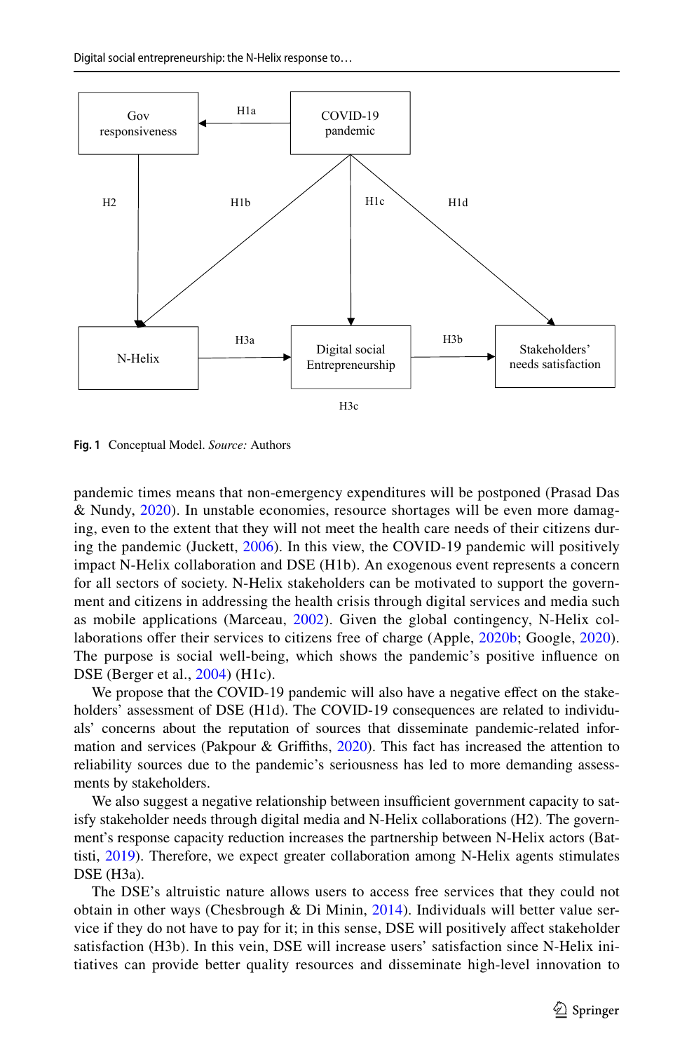Fig. 1 Conceptual Model. *Source:* Authors

pandemic times means that non-emergency expenditures will be postponed (Prasad Das & Nundy, 2020). In unstable economies, resource shortages will be even more damaging, even to the extent that they will not meet the health care needs of their citizens during the pandemic (Juckett, 2006). In this view, the COVID-19 pandemic will positively impact N-Helix collaboration and DSE (H1b). An exogenous event represents a concern for all sectors of society. N-Helix stakeholders can be motivated to support the government and citizens in addressing the health crisis through digital services and media such as mobile applications (Marceau, 2002). Given the global contingency, N-Helix collaborations offer their services to citizens free of charge (Apple, 2020b; Google, 2020). The purpose is social well-being, which shows the pandemic's positive influence on DSE (Berger et al., 2004) (H1c).

We propose that the COVID-19 pandemic will also have a negative effect on the stakeholders' assessment of DSE (H1d). The COVID-19 consequences are related to individuals' concerns about the reputation of sources that disseminate pandemic-related information and services (Pakpour & Griffiths, 2020). This fact has increased the attention to reliability sources due to the pandemic's seriousness has led to more demanding assessments by stakeholders.

We also suggest a negative relationship between insufficient government capacity to satisfy stakeholder needs through digital media and N-Helix collaborations (H2). The government's response capacity reduction increases the partnership between N-Helix actors (Battisti, 2019). Therefore, we expect greater collaboration among N-Helix agents stimulates DSE (H3a).

The DSE's altruistic nature allows users to access free services that they could not obtain in other ways (Chesbrough & Di Minin, 2014). Individuals will better value service if they do not have to pay for it; in this sense, DSE will positively affect stakeholder satisfaction (H3b). In this vein, DSE will increase users' satisfaction since N-Helix initiatives can provide better quality resources and disseminate high-level innovation to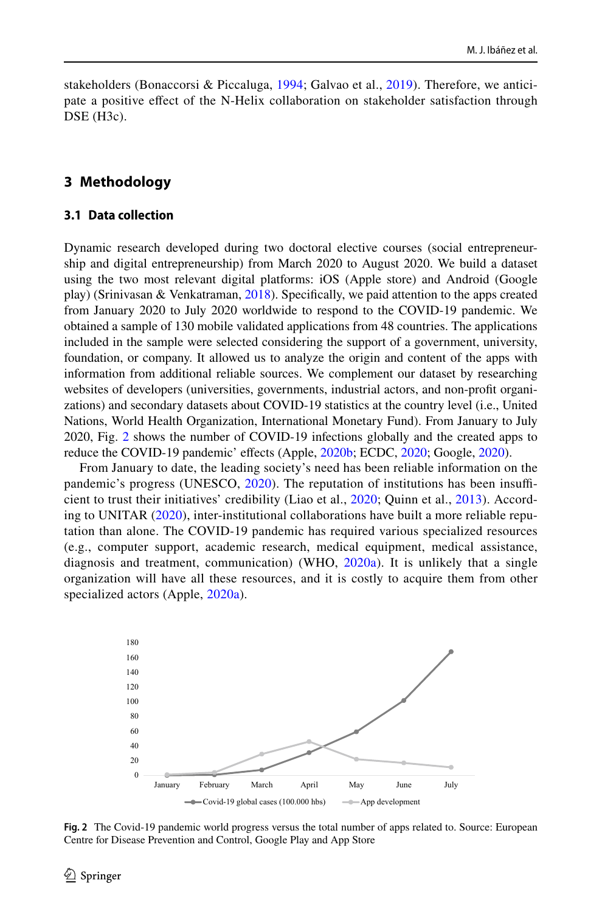stakeholders (Bonaccorsi & Piccaluga, 1994; Galvao et al., 2019). Therefore, we anticipate a positive effect of the N-Helix collaboration on stakeholder satisfaction through DSE (H3c).

## 3 Methodology

### 3.1 Data collection

Dynamic research developed during two doctoral elective courses (social entrepreneurship and digital entrepreneurship) from March 2020 to August 2020. We build a dataset using the two most relevant digital platforms: iOS (Apple store) and Android (Google play) (Srinivasan & Venkatraman, 2018). Specifically, we paid attention to the apps created from January 2020 to July 2020 worldwide to respond to the COVID-19 pandemic. We obtained a sample of 130 mobile validated applications from 48 countries. The applications included in the sample were selected considering the support of a government, university, foundation, or company. It allowed us to analyze the origin and content of the apps with information from additional reliable sources. We complement our dataset by researching websites of developers (universities, governments, industrial actors, and non-profit organizations) and secondary datasets about COVID-19 statistics at the country level (i.e., United Nations, World Health Organization, International Monetary Fund). From January to July 2020, Fig. 2 shows the number of COVID-19 infections globally and the created apps to reduce the COVID-19 pandemic' effects (Apple, 2020b; ECDC, 2020; Google, 2020).

From January to date, the leading society's need has been reliable information on the pandemic's progress (UNESCO, 2020). The reputation of institutions has been insufficient to trust their initiatives' credibility (Liao et al., 2020; Quinn et al., 2013). According to UNITAR (2020), inter-institutional collaborations have built a more reliable reputation than alone. The COVID-19 pandemic has required various specialized resources (e.g., computer support, academic research, medical equipment, medical assistance, diagnosis and treatment, communication) (WHO, 2020a). It is unlikely that a single organization will have all these resources, and it is costly to acquire them from other specialized actors (Apple, 2020a).

**Fig. 2** The Covid-19 pandemic world progress versus the total number of apps related to. Source: European Centre for Disease Prevention and Control, Google Play and App Store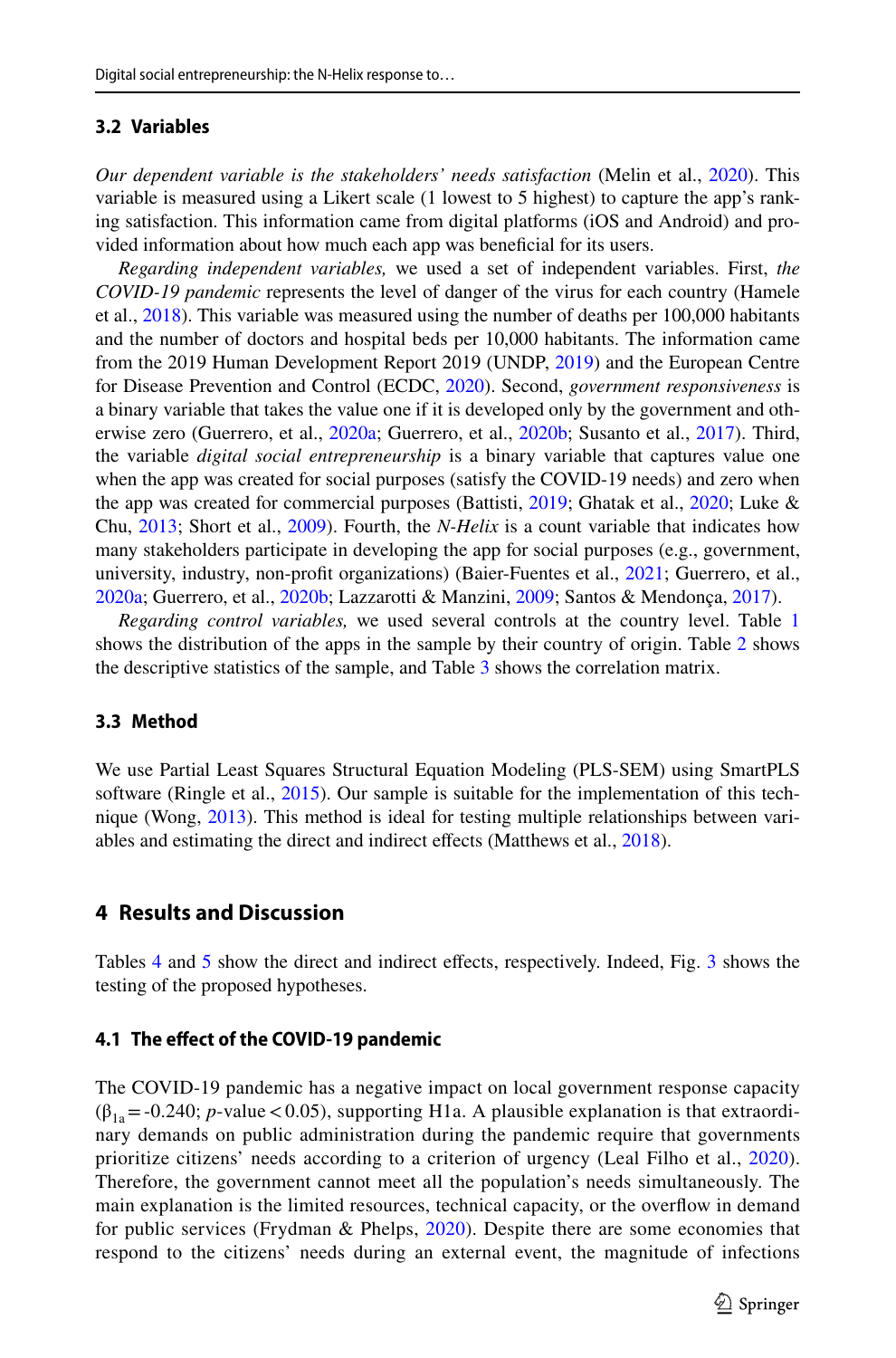### 3.2 Variables

*Our dependent variable is the stakeholders' needs satisfaction* (Melin et al., 2020). This variable is measured using a Likert scale (1 lowest to 5 highest) to capture the app's ranking satisfaction. This information came from digital platforms (iOS and Android) and provided information about how much each app was beneficial for its users.

*Regarding independent variables,* we used a set of independent variables. First, *the COVID-19 pandemic* represents the level of danger of the virus for each country (Hamele et al., 2018). This variable was measured using the number of deaths per 100,000 habitants and the number of doctors and hospital beds per 10,000 habitants. The information came from the 2019 Human Development Report 2019 (UNDP, 2019) and the European Centre for Disease Prevention and Control (ECDC, 2020). Second, *government responsiveness* is a binary variable that takes the value one if it is developed only by the government and otherwise zero (Guerrero, et al., 2020a; Guerrero, et al., 2020b; Susanto et al., 2017). Third, the variable *digital social entrepreneurship* is a binary variable that captures value one when the app was created for social purposes (satisfy the COVID-19 needs) and zero when the app was created for commercial purposes (Battisti, 2019; Ghatak et al., 2020; Luke & Chu, 2013; Short et al., 2009). Fourth, the *N-Helix* is a count variable that indicates how many stakeholders participate in developing the app for social purposes (e.g., government, university, industry, non-profit organizations) (Baier-Fuentes et al., 2021; Guerrero, et al., 2020a; Guerrero, et al., 2020b; Lazzarotti & Manzini, 2009; Santos & Mendonça, 2017).

*Regarding control variables,* we used several controls at the country level. Table 1 shows the distribution of the apps in the sample by their country of origin. Table 2 shows the descriptive statistics of the sample, and Table 3 shows the correlation matrix.

### 3.3 Method

We use Partial Least Squares Structural Equation Modeling (PLS-SEM) using SmartPLS software (Ringle et al., 2015). Our sample is suitable for the implementation of this technique (Wong, 2013). This method is ideal for testing multiple relationships between variables and estimating the direct and indirect effects (Matthews et al., 2018).

## 4 Results and Discussion

Tables 4 and 5 show the direct and indirect effects, respectively. Indeed, Fig. 3 shows the testing of the proposed hypotheses.

### 4.1 The effect of the COVID-19 pandemic

The COVID-19 pandemic has a negative impact on local government response capacity ($\beta_{1a}$ = -0.240; $p$-value < 0.05), supporting H1a. A plausible explanation is that extraordinary demands on public administration during the pandemic require that governments prioritize citizens' needs according to a criterion of urgency (Leal Filho et al., 2020). Therefore, the government cannot meet all the population's needs simultaneously. The main explanation is the limited resources, technical capacity, or the overflow in demand for public services (Frydman & Phelps, 2020). Despite there are some economies that respond to the citizens' needs during an external event, the magnitude of infections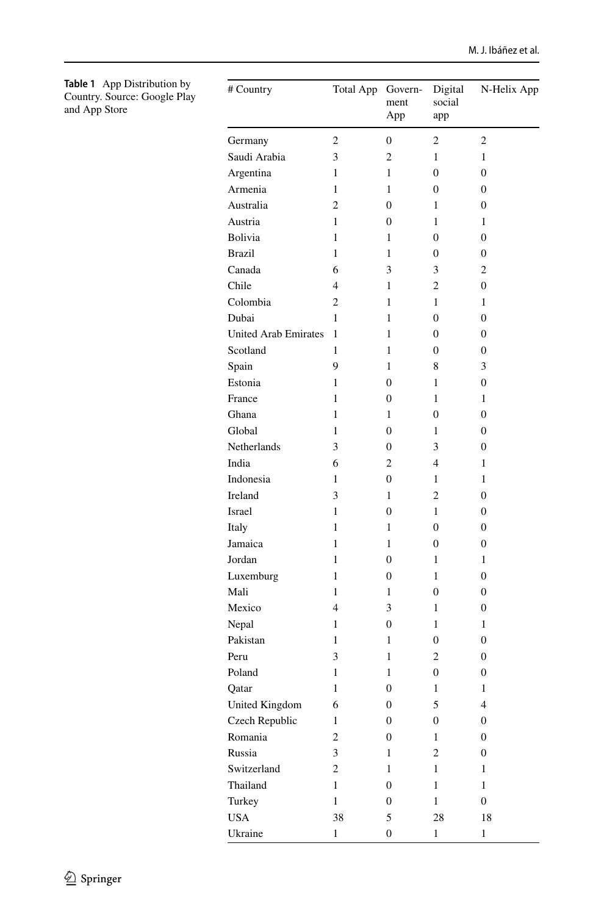**Table 1** App Distribution by Country. Source: Google Play and App Store

| # Country | Total App | Government App | Digital social app | N-Helix App |
|---|---|---|---|---|
| Germany | 2 | 0 | 2 | 2 |
| Saudi Arabia | 3 | 2 | 1 | 1 |
| Argentina | 1 | 1 | 0 | 0 |
| Armenia | 1 | 1 | 0 | 0 |
| Australia | 2 | 0 | 1 | 0 |
| Austria | 1 | 0 | 1 | 1 |
| Bolivia | 1 | 1 | 0 | 0 |
| Brazil | 1 | 1 | 0 | 0 |
| Canada | 6 | 3 | 3 | 2 |
| Chile | 4 | 1 | 2 | 0 |
| Colombia | 2 | 1 | 1 | 1 |
| Dubai | 1 | 1 | 0 | 0 |
| United Arab Emirates | 1 | 1 | 0 | 0 |
| Scotland | 1 | 1 | 0 | 0 |
| Spain | 9 | 1 | 8 | 3 |
| Estonia | 1 | 0 | 1 | 0 |
| France | 1 | 0 | 1 | 1 |
| Ghana | 1 | 1 | 0 | 0 |
| Global | 1 | 0 | 1 | 0 |
| Netherlands | 3 | 0 | 3 | 0 |
| India | 6 | 2 | 4 | 1 |
| Indonesia | 1 | 0 | 1 | 1 |
| Ireland | 3 | 1 | 2 | 0 |
| Israel | 1 | 0 | 1 | 0 |
| Italy | 1 | 1 | 0 | 0 |
| Jamaica | 1 | 1 | 0 | 0 |
| Jordan | 1 | 0 | 1 | 1 |
| Luxemburg | 1 | 0 | 1 | 0 |
| Mali | 1 | 1 | 0 | 0 |
| Mexico | 4 | 3 | 1 | 0 |
| Nepal | 1 | 0 | 1 | 1 |
| Pakistan | 1 | 1 | 0 | 0 |
| Peru | 3 | 1 | 2 | 0 |
| Poland | 1 | 1 | 0 | 0 |
| Qatar | 1 | 0 | 1 | 1 |
| United Kingdom | 6 | 0 | 5 | 4 |
| Czech Republic | 1 | 0 | 0 | 0 |
| Romania | 2 | 0 | 1 | 0 |
| Russia | 3 | 1 | 2 | 0 |
| Switzerland | 2 | 1 | 1 | 1 |
| Thailand | 1 | 0 | 1 | 1 |
| Turkey | 1 | 0 | 1 | 0 |
| USA | 38 | 5 | 28 | 18 |
| Ukraine | 1 | 0 | 1 | 1 |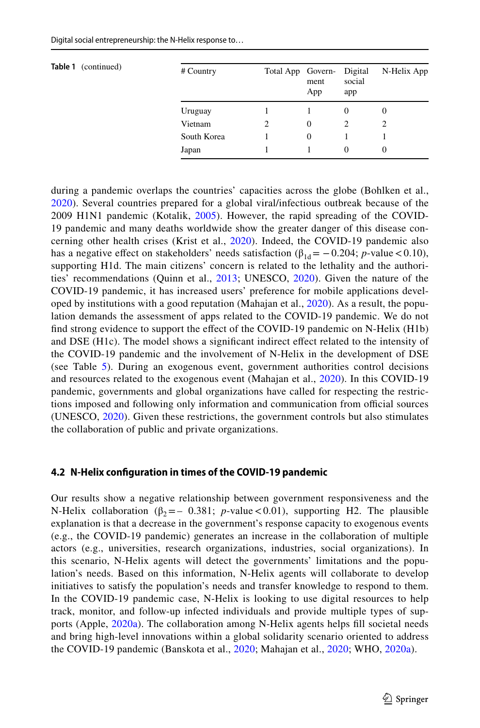**Table 1** (continued)

| # Country | Total App | Government App | Digital social app | N-Helix App |
|---|---|---|---|---|
| Uruguay | 1 | 1 | 0 | 0 |
| Vietnam | 2 | 0 | 2 | 2 |
| South Korea | 1 | 0 | 1 | 1 |
| Japan | 1 | 1 | 0 | 0 |

during a pandemic overlaps the countries' capacities across the globe (Bohlken et al., 2020). Several countries prepared for a global viral/infectious outbreak because of the 2009 H1N1 pandemic (Kotalik, 2005). However, the rapid spreading of the COVID-19 pandemic and many deaths worldwide show the greater danger of this disease concerning other health crises (Krist et al., 2020). Indeed, the COVID-19 pandemic also has a negative effect on stakeholders' needs satisfaction ($\beta_{1d} = -0.204$; $p$-value $< 0.10$), supporting H1d. The main citizens' concern is related to the lethality and the authorities' recommendations (Quinn et al., 2013; UNESCO, 2020). Given the nature of the COVID-19 pandemic, it has increased users' preference for mobile applications developed by institutions with a good reputation (Mahajan et al., 2020). As a result, the population demands the assessment of apps related to the COVID-19 pandemic. We do not find strong evidence to support the effect of the COVID-19 pandemic on N-Helix (H1b) and DSE (H1c). The model shows a significant indirect effect related to the intensity of the COVID-19 pandemic and the involvement of N-Helix in the development of DSE (see Table 5). During an exogenous event, government authorities control decisions and resources related to the exogenous event (Mahajan et al., 2020). In this COVID-19 pandemic, governments and global organizations have called for respecting the restrictions imposed and following only information and communication from official sources (UNESCO, 2020). Given these restrictions, the government controls but also stimulates the collaboration of public and private organizations.

### 4.2 N-Helix configuration in times of the COVID-19 pandemic

Our results show a negative relationship between government responsiveness and the N-Helix collaboration ($\beta_2 = -0.381$; $p$-value $< 0.01$), supporting H2. The plausible explanation is that a decrease in the government's response capacity to exogenous events (e.g., the COVID-19 pandemic) generates an increase in the collaboration of multiple actors (e.g., universities, research organizations, industries, social organizations). In this scenario, N-Helix agents will detect the governments' limitations and the population's needs. Based on this information, N-Helix agents will collaborate to develop initiatives to satisfy the population's needs and transfer knowledge to respond to them. In the COVID-19 pandemic case, N-Helix is looking to use digital resources to help track, monitor, and follow-up infected individuals and provide multiple types of supports (Apple, 2020a). The collaboration among N-Helix agents helps fill societal needs and bring high-level innovations within a global solidarity scenario oriented to address the COVID-19 pandemic (Banskota et al., 2020; Mahajan et al., 2020; WHO, 2020a).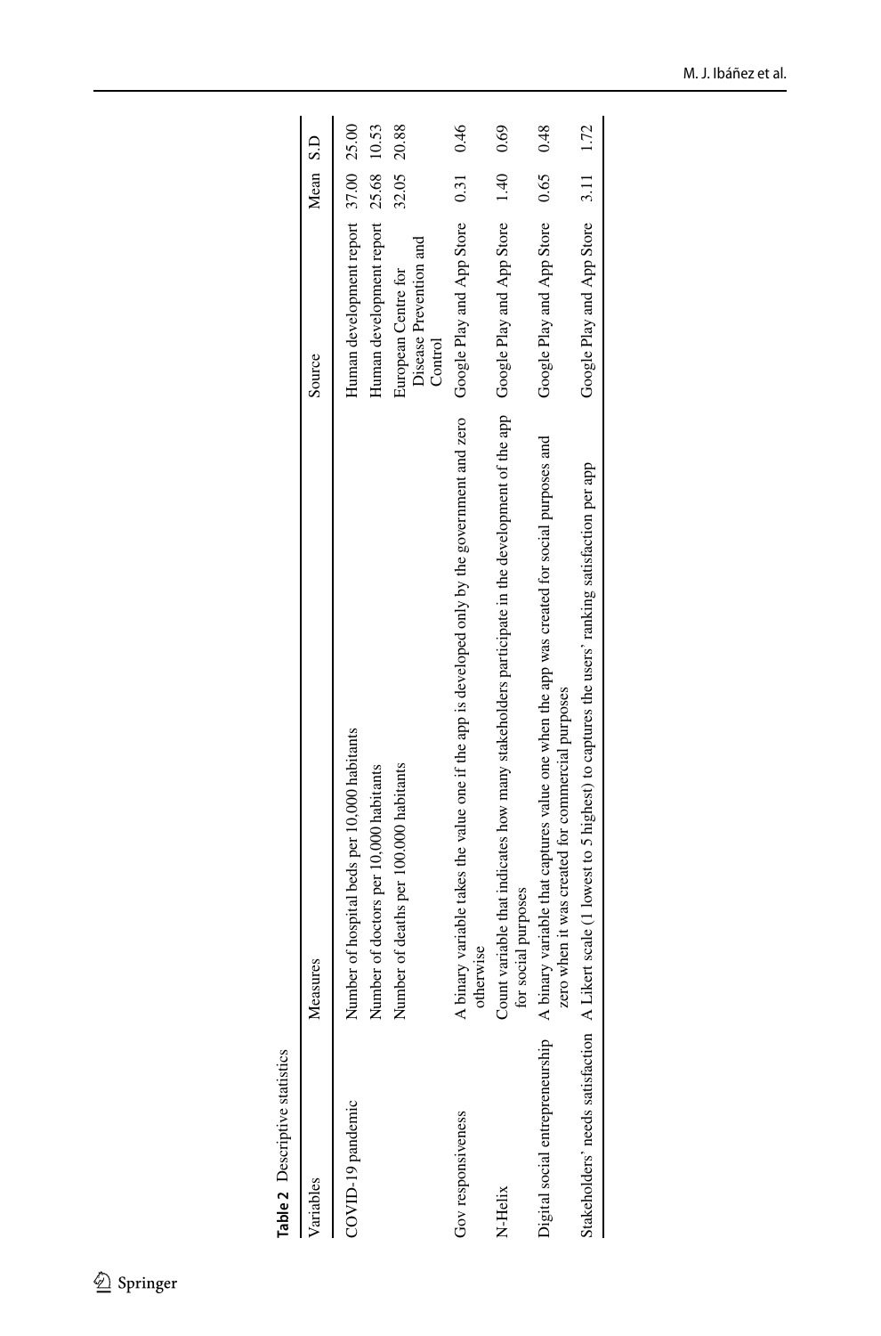**Table 2** Descriptive statistics

| Variables | Measures | Source | Mean | S.D |
|---|---|---|---|---|
| COVID-19 pandemic | Number of hospital beds per 10,000 habitants | Human development report | 37.00 | 25.00 |
| | Number of doctors per 10,000 habitants | Human development report | 25.68 | 10.53 |
| | Number of deaths per 100.000 habitants | European Centre for Disease Prevention and Control | 32.05 | 20.88 |
| Gov responsiveness | A binary variable takes the value one if the app is developed only by the government and zero otherwise | Google Play and App Store | 0.31 | 0.46 |
| N-Helix | Count variable that indicates how many stakeholders participate in the development of the app for social purposes | Google Play and App Store | 1.40 | 0.69 |
| Digital social entrepreneurship | A binary variable that captures value one when the app was created for social purposes and zero when it was created for commercial purposes | Google Play and App Store | 0.65 | 0.48 |
| Stakeholders' needs satisfaction | A Likert scale (1 lowest to 5 highest) to captures the users' ranking satisfaction per app | Google Play and App Store | 3.11 | 1.72 |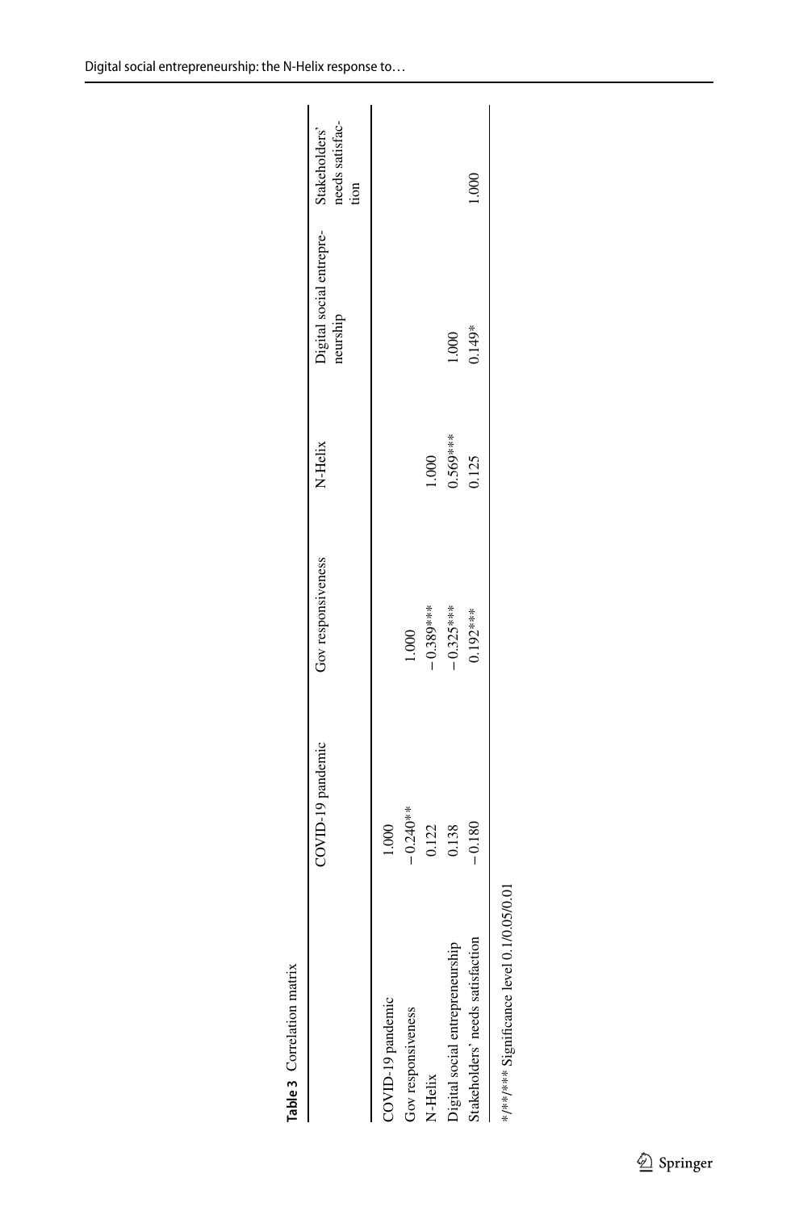**Table 3** Correlation matrix

| | COVID-19 pandemic | Gov responsiveness | N-Helix | Digital social entrepreneurship | Stakeholders' needs satisfaction |
|---|---|---|---|---|---|
| COVID-19 pandemic | 1.000 | | | | |
| Gov responsiveness | −0.240** | 1.000 | | | |
| N-Helix | 0.122 | −0.389*** | 1.000 | | |
| Digital social entrepreneurship | 0.138 | −0.325*** | 0.569*** | 1.000 | |
| Stakeholders' needs satisfaction | −0.180 | 0.192*** | 0.125 | 0.149* | 1.000 |

*/**/*** Significance level 0.1/0.05/0.01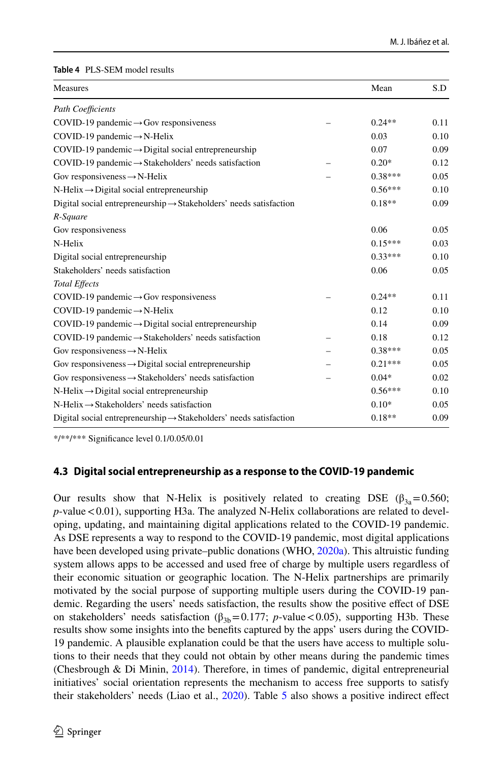**Table 4** PLS-SEM model results

| Measures | | Mean | S.D |
|---|---|---|---|
| *Path Coefficients* | | | |
| COVID-19 pandemic → Gov responsiveness | – | 0.24** | 0.11 |
| COVID-19 pandemic → N-Helix | | 0.03 | 0.10 |
| COVID-19 pandemic → Digital social entrepreneurship | | 0.07 | 0.09 |
| COVID-19 pandemic → Stakeholders' needs satisfaction | – | 0.20* | 0.12 |
| Gov responsiveness → N-Helix | – | 0.38*** | 0.05 |
| N-Helix → Digital social entrepreneurship | | 0.56*** | 0.10 |
| Digital social entrepreneurship → Stakeholders' needs satisfaction | | 0.18** | 0.09 |
| *R-Square* | | | |
| Gov responsiveness | | 0.06 | 0.05 |
| N-Helix | | 0.15*** | 0.03 |
| Digital social entrepreneurship | | 0.33*** | 0.10 |
| Stakeholders' needs satisfaction | | 0.06 | 0.05 |
| *Total Effects* | | | |
| COVID-19 pandemic → Gov responsiveness | – | 0.24** | 0.11 |
| COVID-19 pandemic → N-Helix | | 0.12 | 0.10 |
| COVID-19 pandemic → Digital social entrepreneurship | | 0.14 | 0.09 |
| COVID-19 pandemic → Stakeholders' needs satisfaction | – | 0.18 | 0.12 |
| Gov responsiveness → N-Helix | – | 0.38*** | 0.05 |
| Gov responsiveness → Digital social entrepreneurship | – | 0.21*** | 0.05 |
| Gov responsiveness → Stakeholders' needs satisfaction | – | 0.04* | 0.02 |
| N-Helix → Digital social entrepreneurship | | 0.56*** | 0.10 |
| N-Helix → Stakeholders' needs satisfaction | | 0.10* | 0.05 |
| Digital social entrepreneurship → Stakeholders' needs satisfaction | | 0.18** | 0.09 |

*/**/*** Significance level 0.1/0.05/0.01

### 4.3 Digital social entrepreneurship as a response to the COVID-19 pandemic

Our results show that N-Helix is positively related to creating DSE ($\beta_{3a}=0.560$; $p$-value < 0.01), supporting H3a. The analyzed N-Helix collaborations are related to developing, updating, and maintaining digital applications related to the COVID-19 pandemic. As DSE represents a way to respond to the COVID-19 pandemic, most digital applications have been developed using private–public donations (WHO, 2020a). This altruistic funding system allows apps to be accessed and used free of charge by multiple users regardless of their economic situation or geographic location. The N-Helix partnerships are primarily motivated by the social purpose of supporting multiple users during the COVID-19 pandemic. Regarding the users' needs satisfaction, the results show the positive effect of DSE on stakeholders' needs satisfaction ($\beta_{3b}=0.177$; $p$-value < 0.05), supporting H3b. These results show some insights into the benefits captured by the apps' users during the COVID-19 pandemic. A plausible explanation could be that the users have access to multiple solutions to their needs that they could not obtain by other means during the pandemic times (Chesbrough & Di Minin, 2014). Therefore, in times of pandemic, digital entrepreneurial initiatives' social orientation represents the mechanism to access free supports to satisfy their stakeholders' needs (Liao et al., 2020). Table 5 also shows a positive indirect effect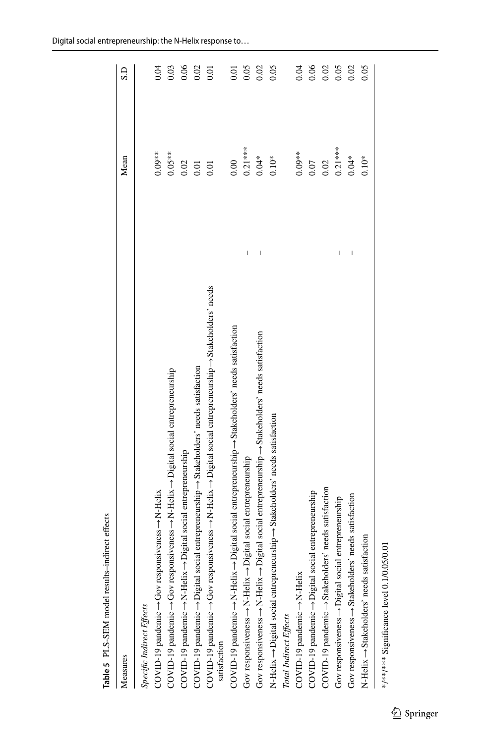**Table 5** PLS-SEM model results–indirect effects

| Measures | | Mean | S.D |
|---|---|---|---|
| *Specific Indirect Effects* | | | |
| COVID-19 pandemic → Gov responsiveness → N-Helix | | 0.09** | 0.04 |
| COVID-19 pandemic → Gov responsiveness → N-Helix → Digital social entrepreneurship | | 0.05** | 0.03 |
| COVID-19 pandemic → N-Helix → Digital social entrepreneurship | | 0.02 | 0.06 |
| COVID-19 pandemic → Digital social entrepreneurship → Stakeholders' needs satisfaction | | 0.01 | 0.02 |
| COVID-19 pandemic → Gov responsiveness → N-Helix → Digital social entrepreneurship → Stakeholders' needs satisfaction | | 0.01 | 0.01 |
| COVID-19 pandemic → N-Helix → Digital social entrepreneurship → Stakeholders' needs satisfaction | | 0.00 | 0.01 |
| Gov responsiveness → N-Helix → Digital social entrepreneurship | – | 0.21*** | 0.05 |
| Gov responsiveness → N-Helix → Digital social entrepreneurship → Stakeholders' needs satisfaction | – | 0.04* | 0.02 |
| N-Helix → Digital social entrepreneurship → Stakeholders' needs satisfaction | | 0.10* | 0.05 |
| *Total Indirect Effects* | | | |
| COVID-19 pandemic → N-Helix | | 0.09** | 0.04 |
| COVID-19 pandemic → Digital social entrepreneurship | | 0.07 | 0.06 |
| COVID-19 pandemic → Stakeholders' needs satisfaction | | 0.02 | 0.02 |
| Gov responsiveness → Digital social entrepreneurship | – | 0.21*** | 0.05 |
| Gov responsiveness → Stakeholders' needs satisfaction | – | 0.04* | 0.02 |
| N-Helix → Stakeholders' needs satisfaction | | 0.10* | 0.05 |

*/**/*** Significance level 0.1/0.05/0.01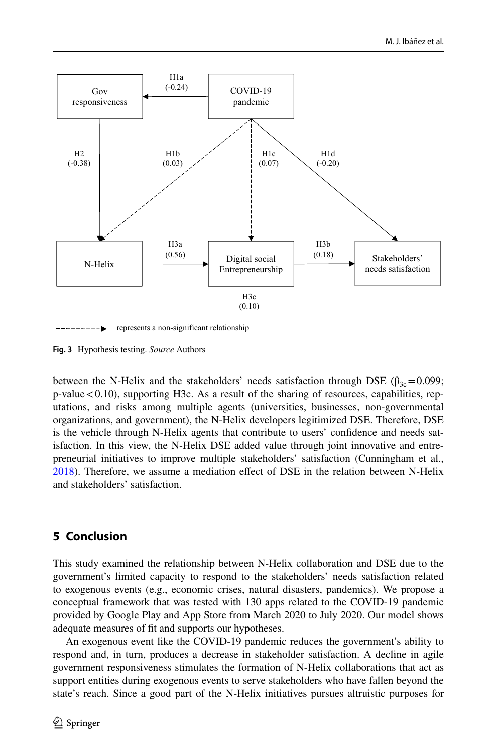| | H1a (-0.24) | |
|---|---|---|
| Gov responsiveness | ← | COVID-19 pandemic |

H2 (-0.38) | H1b (0.03) | H1c (0.07) | H1d (-0.20)

N-Helix → H3a (0.56) → Digital social Entrepreneurship → H3b (0.18) → Stakeholders' needs satisfaction

H3c (0.10)

- - - - - - - - -▶ represents a non-significant relationship

**Fig. 3** Hypothesis testing. *Source* Authors

between the N-Helix and the stakeholders' needs satisfaction through DSE ($\beta_{3c} = 0.099$; p-value $< 0.10$), supporting H3c. As a result of the sharing of resources, capabilities, reputations, and risks among multiple agents (universities, businesses, non-governmental organizations, and government), the N-Helix developers legitimized DSE. Therefore, DSE is the vehicle through N-Helix agents that contribute to users' confidence and needs satisfaction. In this view, the N-Helix DSE added value through joint innovative and entrepreneurial initiatives to improve multiple stakeholders' satisfaction (Cunningham et al., 2018). Therefore, we assume a mediation effect of DSE in the relation between N-Helix and stakeholders' satisfaction.

## 5 Conclusion

This study examined the relationship between N-Helix collaboration and DSE due to the government's limited capacity to respond to the stakeholders' needs satisfaction related to exogenous events (e.g., economic crises, natural disasters, pandemics). We propose a conceptual framework that was tested with 130 apps related to the COVID-19 pandemic provided by Google Play and App Store from March 2020 to July 2020. Our model shows adequate measures of fit and supports our hypotheses.

An exogenous event like the COVID-19 pandemic reduces the government's ability to respond and, in turn, produces a decrease in stakeholder satisfaction. A decline in agile government responsiveness stimulates the formation of N-Helix collaborations that act as support entities during exogenous events to serve stakeholders who have fallen beyond the state's reach. Since a good part of the N-Helix initiatives pursues altruistic purposes for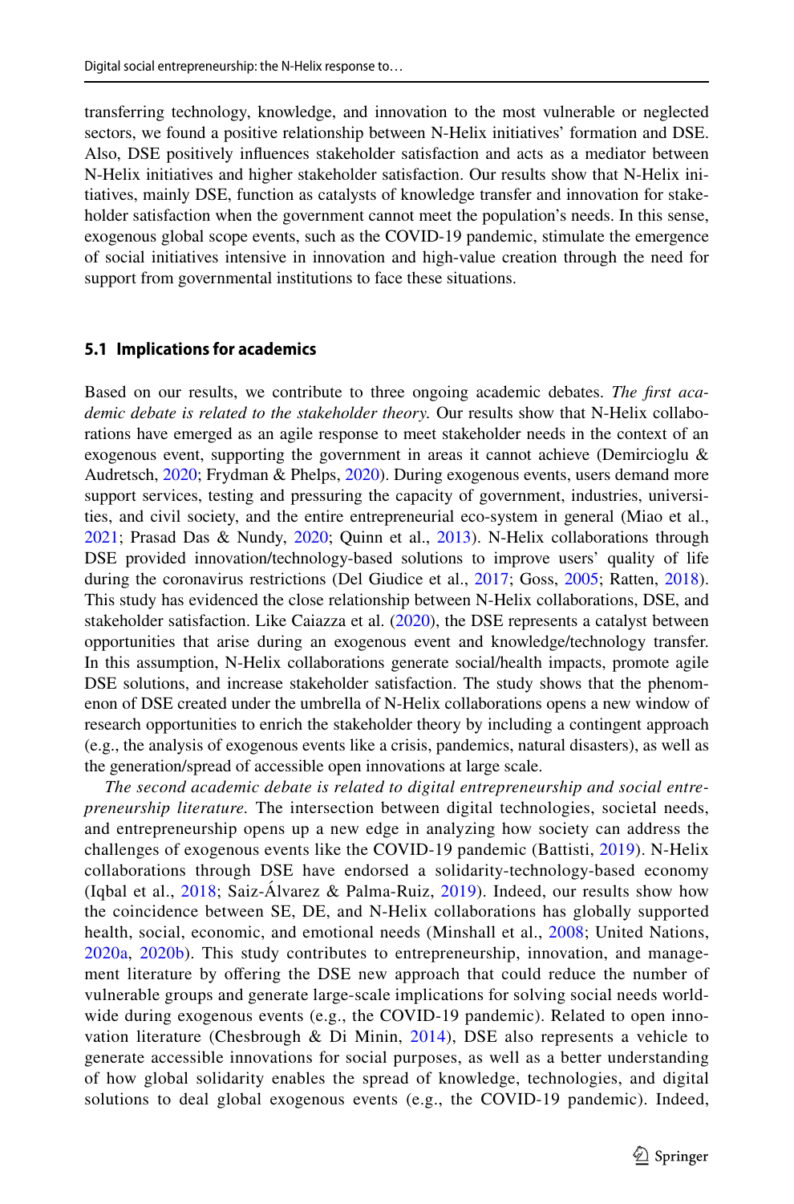transferring technology, knowledge, and innovation to the most vulnerable or neglected sectors, we found a positive relationship between N-Helix initiatives' formation and DSE. Also, DSE positively influences stakeholder satisfaction and acts as a mediator between N-Helix initiatives and higher stakeholder satisfaction. Our results show that N-Helix initiatives, mainly DSE, function as catalysts of knowledge transfer and innovation for stakeholder satisfaction when the government cannot meet the population's needs. In this sense, exogenous global scope events, such as the COVID-19 pandemic, stimulate the emergence of social initiatives intensive in innovation and high-value creation through the need for support from governmental institutions to face these situations.

### 5.1 Implications for academics

Based on our results, we contribute to three ongoing academic debates. *The first academic debate is related to the stakeholder theory.* Our results show that N-Helix collaborations have emerged as an agile response to meet stakeholder needs in the context of an exogenous event, supporting the government in areas it cannot achieve (Demircioglu & Audretsch, 2020; Frydman & Phelps, 2020). During exogenous events, users demand more support services, testing and pressuring the capacity of government, industries, universities, and civil society, and the entire entrepreneurial eco-system in general (Miao et al., 2021; Prasad Das & Nundy, 2020; Quinn et al., 2013). N-Helix collaborations through DSE provided innovation/technology-based solutions to improve users' quality of life during the coronavirus restrictions (Del Giudice et al., 2017; Goss, 2005; Ratten, 2018). This study has evidenced the close relationship between N-Helix collaborations, DSE, and stakeholder satisfaction. Like Caiazza et al. (2020), the DSE represents a catalyst between opportunities that arise during an exogenous event and knowledge/technology transfer. In this assumption, N-Helix collaborations generate social/health impacts, promote agile DSE solutions, and increase stakeholder satisfaction. The study shows that the phenomenon of DSE created under the umbrella of N-Helix collaborations opens a new window of research opportunities to enrich the stakeholder theory by including a contingent approach (e.g., the analysis of exogenous events like a crisis, pandemics, natural disasters), as well as the generation/spread of accessible open innovations at large scale.

*The second academic debate is related to digital entrepreneurship and social entrepreneurship literature.* The intersection between digital technologies, societal needs, and entrepreneurship opens up a new edge in analyzing how society can address the challenges of exogenous events like the COVID-19 pandemic (Battisti, 2019). N-Helix collaborations through DSE have endorsed a solidarity-technology-based economy (Iqbal et al., 2018; Saiz-Álvarez & Palma-Ruiz, 2019). Indeed, our results show how the coincidence between SE, DE, and N-Helix collaborations has globally supported health, social, economic, and emotional needs (Minshall et al., 2008; United Nations, 2020a, 2020b). This study contributes to entrepreneurship, innovation, and management literature by offering the DSE new approach that could reduce the number of vulnerable groups and generate large-scale implications for solving social needs worldwide during exogenous events (e.g., the COVID-19 pandemic). Related to open innovation literature (Chesbrough & Di Minin, 2014), DSE also represents a vehicle to generate accessible innovations for social purposes, as well as a better understanding of how global solidarity enables the spread of knowledge, technologies, and digital solutions to deal global exogenous events (e.g., the COVID-19 pandemic). Indeed,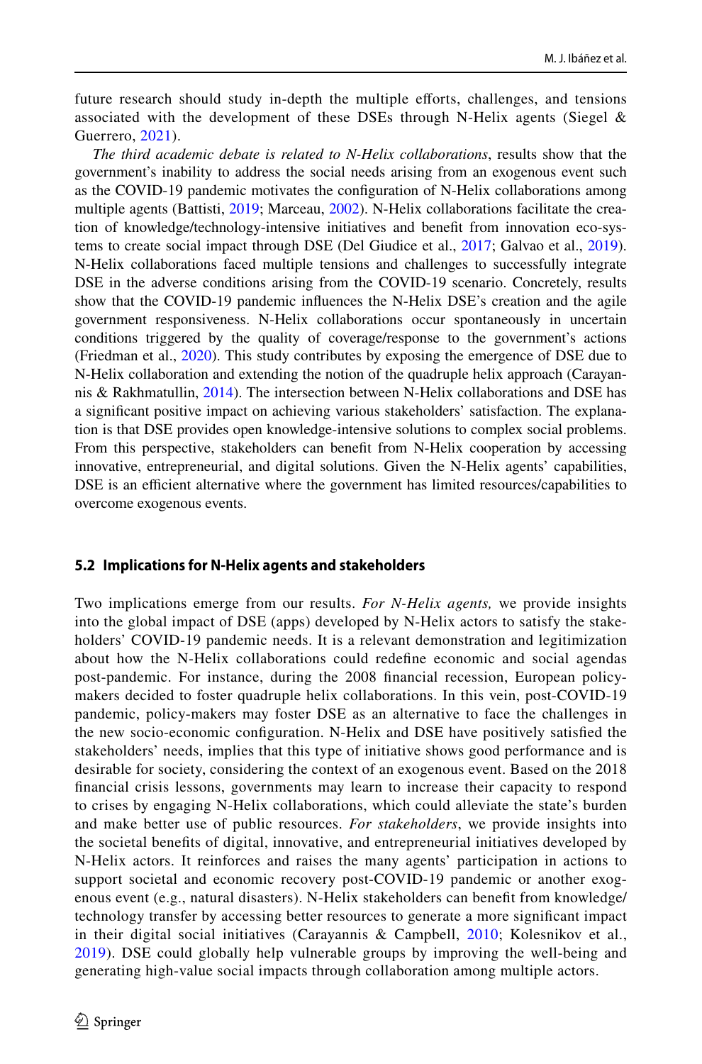future research should study in-depth the multiple efforts, challenges, and tensions associated with the development of these DSEs through N-Helix agents (Siegel & Guerrero, 2021).

*The third academic debate is related to N-Helix collaborations*, results show that the government's inability to address the social needs arising from an exogenous event such as the COVID-19 pandemic motivates the configuration of N-Helix collaborations among multiple agents (Battisti, 2019; Marceau, 2002). N-Helix collaborations facilitate the creation of knowledge/technology-intensive initiatives and benefit from innovation eco-systems to create social impact through DSE (Del Giudice et al., 2017; Galvao et al., 2019). N-Helix collaborations faced multiple tensions and challenges to successfully integrate DSE in the adverse conditions arising from the COVID-19 scenario. Concretely, results show that the COVID-19 pandemic influences the N-Helix DSE's creation and the agile government responsiveness. N-Helix collaborations occur spontaneously in uncertain conditions triggered by the quality of coverage/response to the government's actions (Friedman et al., 2020). This study contributes by exposing the emergence of DSE due to N-Helix collaboration and extending the notion of the quadruple helix approach (Carayannis & Rakhmatullin, 2014). The intersection between N-Helix collaborations and DSE has a significant positive impact on achieving various stakeholders' satisfaction. The explanation is that DSE provides open knowledge-intensive solutions to complex social problems. From this perspective, stakeholders can benefit from N-Helix cooperation by accessing innovative, entrepreneurial, and digital solutions. Given the N-Helix agents' capabilities, DSE is an efficient alternative where the government has limited resources/capabilities to overcome exogenous events.

### 5.2 Implications for N-Helix agents and stakeholders

Two implications emerge from our results. *For N-Helix agents,* we provide insights into the global impact of DSE (apps) developed by N-Helix actors to satisfy the stakeholders' COVID-19 pandemic needs. It is a relevant demonstration and legitimization about how the N-Helix collaborations could redefine economic and social agendas post-pandemic. For instance, during the 2008 financial recession, European policy-makers decided to foster quadruple helix collaborations. In this vein, post-COVID-19 pandemic, policy-makers may foster DSE as an alternative to face the challenges in the new socio-economic configuration. N-Helix and DSE have positively satisfied the stakeholders' needs, implies that this type of initiative shows good performance and is desirable for society, considering the context of an exogenous event. Based on the 2018 financial crisis lessons, governments may learn to increase their capacity to respond to crises by engaging N-Helix collaborations, which could alleviate the state's burden and make better use of public resources. *For stakeholders*, we provide insights into the societal benefits of digital, innovative, and entrepreneurial initiatives developed by N-Helix actors. It reinforces and raises the many agents' participation in actions to support societal and economic recovery post-COVID-19 pandemic or another exogenous event (e.g., natural disasters). N-Helix stakeholders can benefit from knowledge/technology transfer by accessing better resources to generate a more significant impact in their digital social initiatives (Carayannis & Campbell, 2010; Kolesnikov et al., 2019). DSE could globally help vulnerable groups by improving the well-being and generating high-value social impacts through collaboration among multiple actors.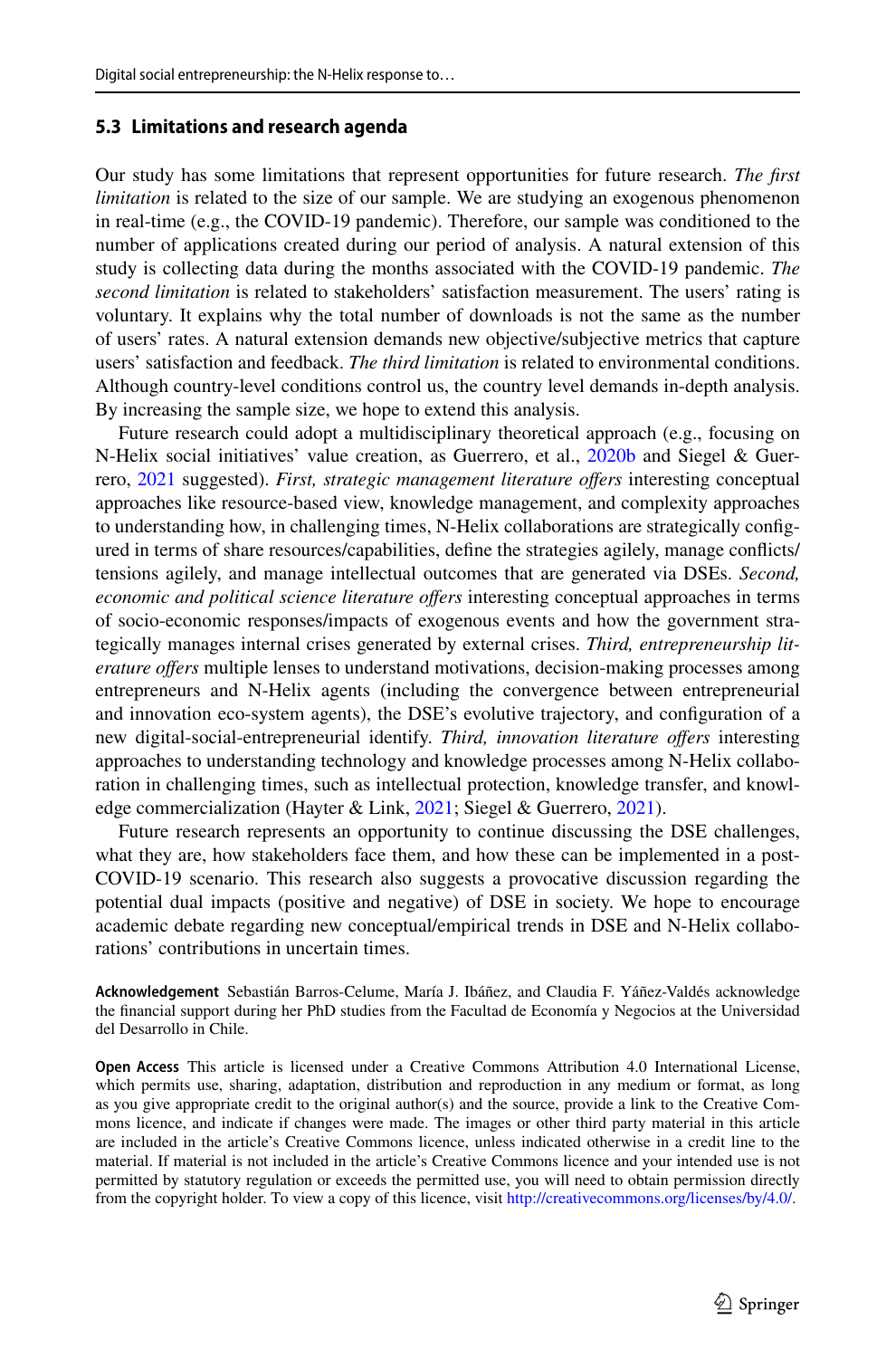### 5.3 Limitations and research agenda

Our study has some limitations that represent opportunities for future research. *The first limitation* is related to the size of our sample. We are studying an exogenous phenomenon in real-time (e.g., the COVID-19 pandemic). Therefore, our sample was conditioned to the number of applications created during our period of analysis. A natural extension of this study is collecting data during the months associated with the COVID-19 pandemic. *The second limitation* is related to stakeholders' satisfaction measurement. The users' rating is voluntary. It explains why the total number of downloads is not the same as the number of users' rates. A natural extension demands new objective/subjective metrics that capture users' satisfaction and feedback. *The third limitation* is related to environmental conditions. Although country-level conditions control us, the country level demands in-depth analysis. By increasing the sample size, we hope to extend this analysis.

Future research could adopt a multidisciplinary theoretical approach (e.g., focusing on N-Helix social initiatives' value creation, as Guerrero, et al., 2020b and Siegel & Guerrero, 2021 suggested). *First, strategic management literature offers* interesting conceptual approaches like resource-based view, knowledge management, and complexity approaches to understanding how, in challenging times, N-Helix collaborations are strategically configured in terms of share resources/capabilities, define the strategies agilely, manage conflicts/tensions agilely, and manage intellectual outcomes that are generated via DSEs. *Second, economic and political science literature offers* interesting conceptual approaches in terms of socio-economic responses/impacts of exogenous events and how the government strategically manages internal crises generated by external crises. *Third, entrepreneurship literature offers* multiple lenses to understand motivations, decision-making processes among entrepreneurs and N-Helix agents (including the convergence between entrepreneurial and innovation eco-system agents), the DSE's evolutive trajectory, and configuration of a new digital-social-entrepreneurial identify. *Third, innovation literature offers* interesting approaches to understanding technology and knowledge processes among N-Helix collaboration in challenging times, such as intellectual protection, knowledge transfer, and knowledge commercialization (Hayter & Link, 2021; Siegel & Guerrero, 2021).

Future research represents an opportunity to continue discussing the DSE challenges, what they are, how stakeholders face them, and how these can be implemented in a post-COVID-19 scenario. This research also suggests a provocative discussion regarding the potential dual impacts (positive and negative) of DSE in society. We hope to encourage academic debate regarding new conceptual/empirical trends in DSE and N-Helix collaborations' contributions in uncertain times.

**Acknowledgement** Sebastián Barros-Celume, María J. Ibáñez, and Claudia F. Yáñez-Valdés acknowledge the financial support during her PhD studies from the Facultad de Economía y Negocios at the Universidad del Desarrollo in Chile.

**Open Access** This article is licensed under a Creative Commons Attribution 4.0 International License, which permits use, sharing, adaptation, distribution and reproduction in any medium or format, as long as you give appropriate credit to the original author(s) and the source, provide a link to the Creative Commons licence, and indicate if changes were made. The images or other third party material in this article are included in the article's Creative Commons licence, unless indicated otherwise in a credit line to the material. If material is not included in the article's Creative Commons licence and your intended use is not permitted by statutory regulation or exceeds the permitted use, you will need to obtain permission directly from the copyright holder. To view a copy of this licence, visit http://creativecommons.org/licenses/by/4.0/.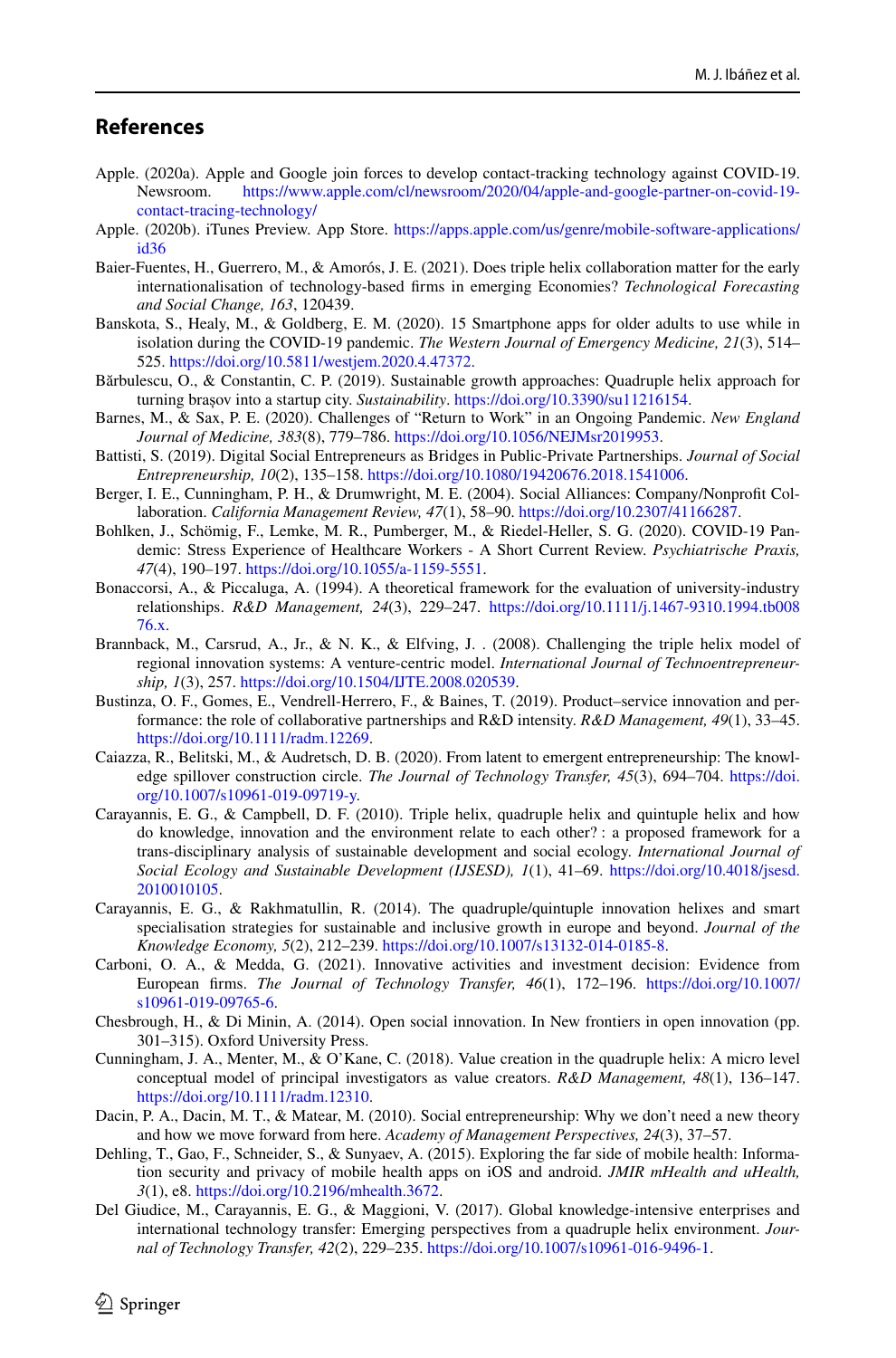## References

Apple. (2020a). Apple and Google join forces to develop contact-tracing technology against COVID-19. Newsroom. https://www.apple.com/cl/newsroom/2020/04/apple-and-google-partner-on-covid-19-contact-tracing-technology/

Apple. (2020b). iTunes Preview. App Store. https://apps.apple.com/us/genre/mobile-software-applications/id36

Baier-Fuentes, H., Guerrero, M., & Amorós, J. E. (2021). Does triple helix collaboration matter for the early internationalisation of technology-based firms in emerging Economies? *Technological Forecasting and Social Change, 163*, 120439.

Banskota, S., Healy, M., & Goldberg, E. M. (2020). 15 Smartphone apps for older adults to use while in isolation during the COVID-19 pandemic. *The Western Journal of Emergency Medicine, 21*(3), 514–525. https://doi.org/10.5811/westjem.2020.4.47372.

Bărbulescu, O., & Constantin, C. P. (2019). Sustainable growth approaches: Quadruple helix approach for turning brașov into a startup city. *Sustainability*. https://doi.org/10.3390/su11216154.

Barnes, M., & Sax, P. E. (2020). Challenges of "Return to Work" in an Ongoing Pandemic. *New England Journal of Medicine, 383*(8), 779–786. https://doi.org/10.1056/NEJMsr2019953.

Battisti, S. (2019). Digital Social Entrepreneurs as Bridges in Public-Private Partnerships. *Journal of Social Entrepreneurship, 10*(2), 135–158. https://doi.org/10.1080/19420676.2018.1541006.

Berger, I. E., Cunningham, P. H., & Drumwright, M. E. (2004). Social Alliances: Company/Nonprofit Collaboration. *California Management Review, 47*(1), 58–90. https://doi.org/10.2307/41166287.

Bohlken, J., Schömig, F., Lemke, M. R., Pumberger, M., & Riedel-Heller, S. G. (2020). COVID-19 Pandemic: Stress Experience of Healthcare Workers - A Short Current Review. *Psychiatrische Praxis, 47*(4), 190–197. https://doi.org/10.1055/a-1159-5551.

Bonaccorsi, A., & Piccaluga, A. (1994). A theoretical framework for the evaluation of university-industry relationships. *R&D Management, 24*(3), 229–247. https://doi.org/10.1111/j.1467-9310.1994.tb00876.x.

Brannback, M., Carsrud, A., Jr., & N. K., & Elfving, J. . (2008). Challenging the triple helix model of regional innovation systems: A venture-centric model. *International Journal of Technoentrepreneurship, 1*(3), 257. https://doi.org/10.1504/IJTE.2008.020539.

Bustinza, O. F., Gomes, E., Vendrell-Herrero, F., & Baines, T. (2019). Product–service innovation and performance: the role of collaborative partnerships and R&D intensity. *R&D Management, 49*(1), 33–45. https://doi.org/10.1111/radm.12269.

Caiazza, R., Belitski, M., & Audretsch, D. B. (2020). From latent to emergent entrepreneurship: The knowledge spillover construction circle. *The Journal of Technology Transfer, 45*(3), 694–704. https://doi.org/10.1007/s10961-019-09719-y.

Carayannis, E. G., & Campbell, D. F. (2010). Triple helix, quadruple helix and quintuple helix and how do knowledge, innovation and the environment relate to each other? : a proposed framework for a trans-disciplinary analysis of sustainable development and social ecology. *International Journal of Social Ecology and Sustainable Development (IJSESD), 1*(1), 41–69. https://doi.org/10.4018/jsesd.2010010105.

Carayannis, E. G., & Rakhmatullin, R. (2014). The quadruple/quintuple innovation helixes and smart specialisation strategies for sustainable and inclusive growth in europe and beyond. *Journal of the Knowledge Economy, 5*(2), 212–239. https://doi.org/10.1007/s13132-014-0185-8.

Carboni, O. A., & Medda, G. (2021). Innovative activities and investment decision: Evidence from European firms. *The Journal of Technology Transfer, 46*(1), 172–196. https://doi.org/10.1007/s10961-019-09765-6.

Chesbrough, H., & Di Minin, A. (2014). Open social innovation. In New frontiers in open innovation (pp. 301–315). Oxford University Press.

Cunningham, J. A., Menter, M., & O'Kane, C. (2018). Value creation in the quadruple helix: A micro level conceptual model of principal investigators as value creators. *R&D Management, 48*(1), 136–147. https://doi.org/10.1111/radm.12310.

Dacin, P. A., Dacin, M. T., & Matear, M. (2010). Social entrepreneurship: Why we don't need a new theory and how we move forward from here. *Academy of Management Perspectives, 24*(3), 37–57.

Dehling, T., Gao, F., Schneider, S., & Sunyaev, A. (2015). Exploring the far side of mobile health: Information security and privacy of mobile health apps on iOS and android. *JMIR mHealth and uHealth, 3*(1), e8. https://doi.org/10.2196/mhealth.3672.

Del Giudice, M., Carayannis, E. G., & Maggioni, V. (2017). Global knowledge-intensive enterprises and international technology transfer: Emerging perspectives from a quadruple helix environment. *Journal of Technology Transfer, 42*(2), 229–235. https://doi.org/10.1007/s10961-016-9496-1.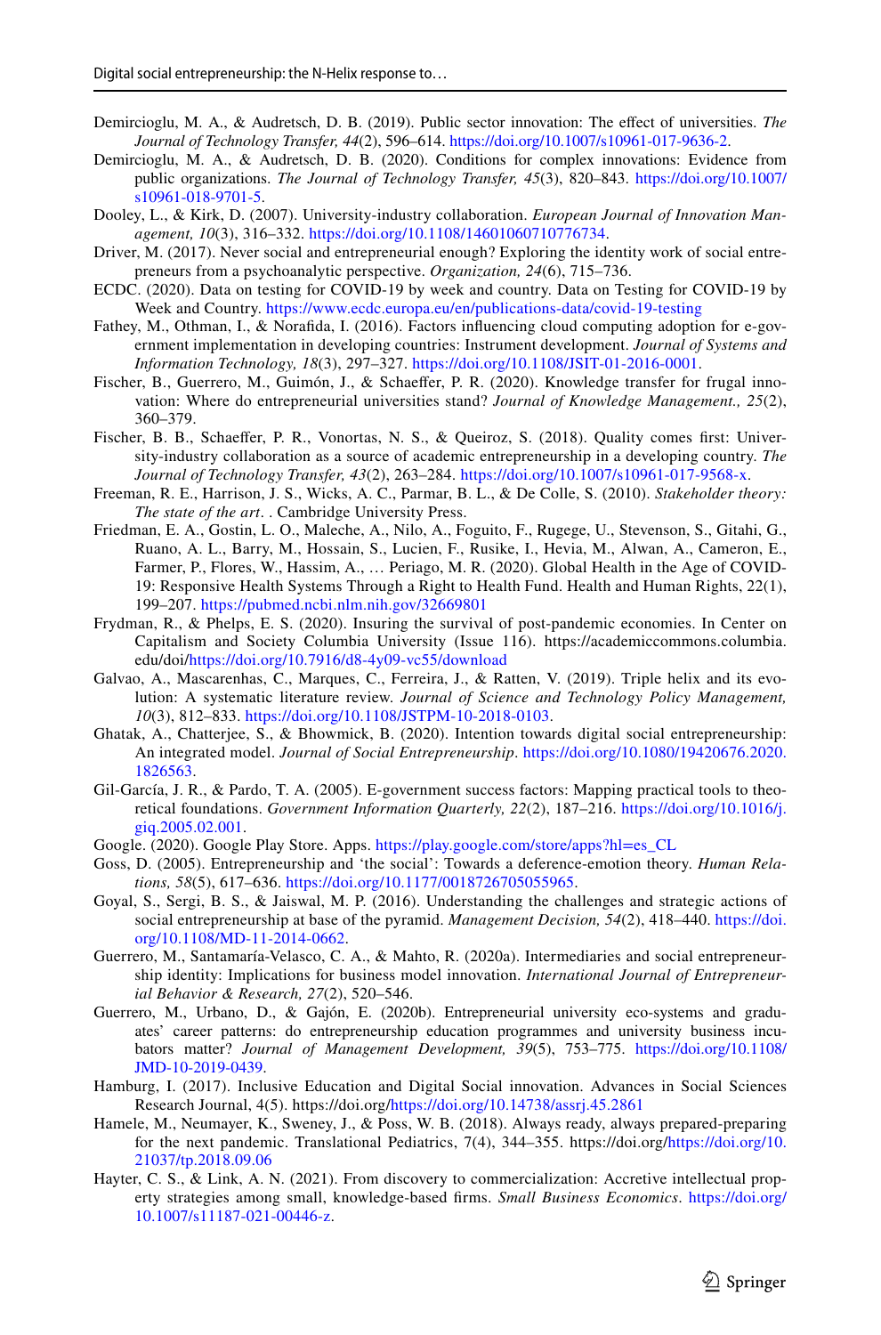Demircioglu, M. A., & Audretsch, D. B. (2019). Public sector innovation: The effect of universities. *The Journal of Technology Transfer, 44*(2), 596–614. https://doi.org/10.1007/s10961-017-9636-2.

Demircioglu, M. A., & Audretsch, D. B. (2020). Conditions for complex innovations: Evidence from public organizations. *The Journal of Technology Transfer, 45*(3), 820–843. https://doi.org/10.1007/s10961-018-9701-5.

Dooley, L., & Kirk, D. (2007). University-industry collaboration. *European Journal of Innovation Management, 10*(3), 316–332. https://doi.org/10.1108/14601060710776734.

Driver, M. (2017). Never social and entrepreneurial enough? Exploring the identity work of social entrepreneurs from a psychoanalytic perspective. *Organization, 24*(6), 715–736.

ECDC. (2020). Data on testing for COVID-19 by week and country. Data on Testing for COVID-19 by Week and Country. https://www.ecdc.europa.eu/en/publications-data/covid-19-testing

Fathey, M., Othman, I., & Norafida, I. (2016). Factors influencing cloud computing adoption for e-government implementation in developing countries: Instrument development. *Journal of Systems and Information Technology, 18*(3), 297–327. https://doi.org/10.1108/JSIT-01-2016-0001.

Fischer, B., Guerrero, M., Guimón, J., & Schaeffer, P. R. (2020). Knowledge transfer for frugal innovation: Where do entrepreneurial universities stand? *Journal of Knowledge Management., 25*(2), 360–379.

Fischer, B. B., Schaeffer, P. R., Vonortas, N. S., & Queiroz, S. (2018). Quality comes first: University-industry collaboration as a source of academic entrepreneurship in a developing country. *The Journal of Technology Transfer, 43*(2), 263–284. https://doi.org/10.1007/s10961-017-9568-x.

Freeman, R. E., Harrison, J. S., Wicks, A. C., Parmar, B. L., & De Colle, S. (2010). *Stakeholder theory: The state of the art*. . Cambridge University Press.

Friedman, E. A., Gostin, L. O., Maleche, A., Nilo, A., Foguito, F., Rugege, U., Stevenson, S., Gitahi, G., Ruano, A. L., Barry, M., Hossain, S., Lucien, F., Rusike, I., Hevia, M., Alwan, A., Cameron, E., Farmer, P., Flores, W., Hassim, A., … Periago, M. R. (2020). Global Health in the Age of COVID-19: Responsive Health Systems Through a Right to Health Fund. Health and Human Rights, 22(1), 199–207. https://pubmed.ncbi.nlm.nih.gov/32669801

Frydman, R., & Phelps, E. S. (2020). Insuring the survival of post-pandemic economies. In Center on Capitalism and Society Columbia University (Issue 116). https://academiccommons.columbia.edu/doi/https://doi.org/10.7916/d8-4y09-vc55/download

Galvao, A., Mascarenhas, C., Marques, C., Ferreira, J., & Ratten, V. (2019). Triple helix and its evolution: A systematic literature review. *Journal of Science and Technology Policy Management, 10*(3), 812–833. https://doi.org/10.1108/JSTPM-10-2018-0103.

Ghatak, A., Chatterjee, S., & Bhowmick, B. (2020). Intention towards digital social entrepreneurship: An integrated model. *Journal of Social Entrepreneurship*. https://doi.org/10.1080/19420676.2020.1826563.

Gil-García, J. R., & Pardo, T. A. (2005). E-government success factors: Mapping practical tools to theoretical foundations. *Government Information Quarterly, 22*(2), 187–216. https://doi.org/10.1016/j.giq.2005.02.001.

Google. (2020). Google Play Store. Apps. https://play.google.com/store/apps?hl=es_CL

Goss, D. (2005). Entrepreneurship and 'the social': Towards a deference-emotion theory. *Human Relations, 58*(5), 617–636. https://doi.org/10.1177/0018726705055965.

Goyal, S., Sergi, B. S., & Jaiswal, M. P. (2016). Understanding the challenges and strategic actions of social entrepreneurship at base of the pyramid. *Management Decision, 54*(2), 418–440. https://doi.org/10.1108/MD-11-2014-0662.

Guerrero, M., Santamaría-Velasco, C. A., & Mahto, R. (2020a). Intermediaries and social entrepreneurship identity: Implications for business model innovation. *International Journal of Entrepreneurial Behavior & Research, 27*(2), 520–546.

Guerrero, M., Urbano, D., & Gajón, E. (2020b). Entrepreneurial university eco-systems and graduates' career patterns: do entrepreneurship education programmes and university business incubators matter? *Journal of Management Development, 39*(5), 753–775. https://doi.org/10.1108/JMD-10-2019-0439.

Hamburg, I. (2017). Inclusive Education and Digital Social innovation. Advances in Social Sciences Research Journal, 4(5). https://doi.org/https://doi.org/10.14738/assrj.45.2861

Hamele, M., Neumayer, K., Sweney, J., & Poss, W. B. (2018). Always ready, always prepared-preparing for the next pandemic. Translational Pediatrics, 7(4), 344–355. https://doi.org/https://doi.org/10.21037/tp.2018.09.06

Hayter, C. S., & Link, A. N. (2021). From discovery to commercialization: Accretive intellectual property strategies among small, knowledge-based firms. *Small Business Economics*. https://doi.org/10.1007/s11187-021-00446-z.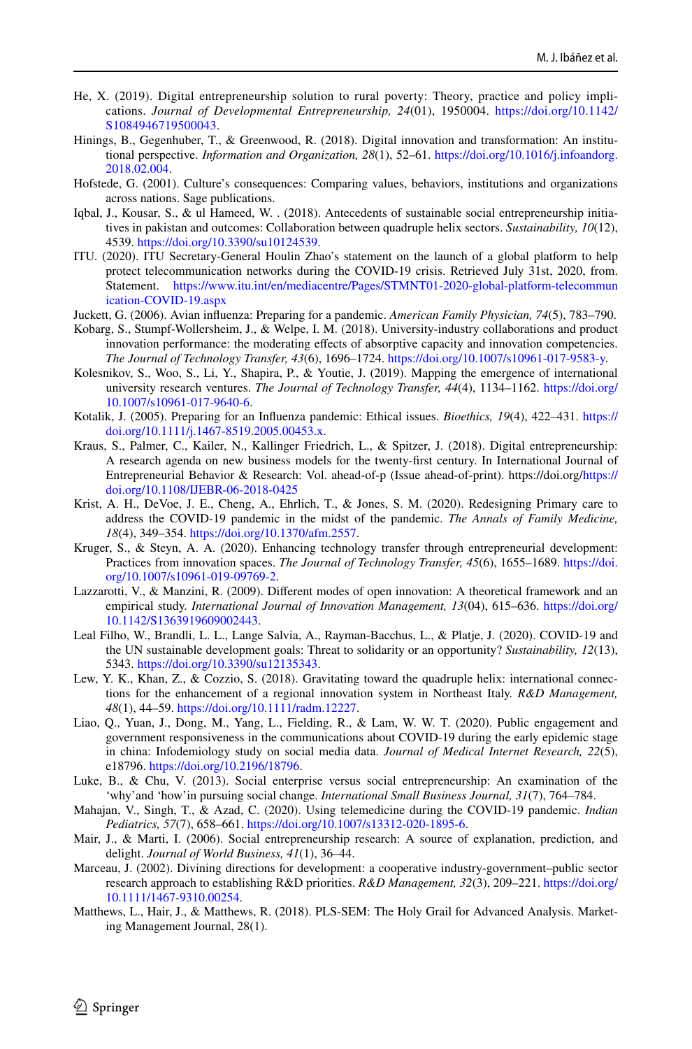He, X. (2019). Digital entrepreneurship solution to rural poverty: Theory, practice and policy implications. *Journal of Developmental Entrepreneurship, 24*(01), 1950004. https://doi.org/10.1142/S1084946719500043.

Hinings, B., Gegenhuber, T., & Greenwood, R. (2018). Digital innovation and transformation: An institutional perspective. *Information and Organization, 28*(1), 52–61. https://doi.org/10.1016/j.infoandorg.2018.02.004.

Hofstede, G. (2001). Culture's consequences: Comparing values, behaviors, institutions and organizations across nations. Sage publications.

Iqbal, J., Kousar, S., & ul Hameed, W. . (2018). Antecedents of sustainable social entrepreneurship initiatives in pakistan and outcomes: Collaboration between quadruple helix sectors. *Sustainability, 10*(12), 4539. https://doi.org/10.3390/su10124539.

ITU. (2020). ITU Secretary-General Houlin Zhao's statement on the launch of a global platform to help protect telecommunication networks during the COVID-19 crisis. Retrieved July 31st, 2020, from. Statement. https://www.itu.int/en/mediacentre/Pages/STMNT01-2020-global-platform-telecommunication-COVID-19.aspx

Juckett, G. (2006). Avian influenza: Preparing for a pandemic. *American Family Physician, 74*(5), 783–790.

Kobarg, S., Stumpf-Wollersheim, J., & Welpe, I. M. (2018). University-industry collaborations and product innovation performance: the moderating effects of absorptive capacity and innovation competencies. *The Journal of Technology Transfer, 43*(6), 1696–1724. https://doi.org/10.1007/s10961-017-9583-y.

Kolesnikov, S., Woo, S., Li, Y., Shapira, P., & Youtie, J. (2019). Mapping the emergence of international university research ventures. *The Journal of Technology Transfer, 44*(4), 1134–1162. https://doi.org/10.1007/s10961-017-9640-6.

Kotalik, J. (2005). Preparing for an Influenza pandemic: Ethical issues. *Bioethics, 19*(4), 422–431. https://doi.org/10.1111/j.1467-8519.2005.00453.x.

Kraus, S., Palmer, C., Kailer, N., Kallinger Friedrich, L., & Spitzer, J. (2018). Digital entrepreneurship: A research agenda on new business models for the twenty-first century. In International Journal of Entrepreneurial Behavior & Research: Vol. ahead-of-p (Issue ahead-of-print). https://doi.org/https://doi.org/10.1108/IJEBR-06-2018-0425

Krist, A. H., DeVoe, J. E., Cheng, A., Ehrlich, T., & Jones, S. M. (2020). Redesigning Primary care to address the COVID-19 pandemic in the midst of the pandemic. *The Annals of Family Medicine, 18*(4), 349–354. https://doi.org/10.1370/afm.2557.

Kruger, S., & Steyn, A. A. (2020). Enhancing technology transfer through entrepreneurial development: Practices from innovation spaces. *The Journal of Technology Transfer, 45*(6), 1655–1689. https://doi.org/10.1007/s10961-019-09769-2.

Lazzarotti, V., & Manzini, R. (2009). Different modes of open innovation: A theoretical framework and an empirical study. *International Journal of Innovation Management, 13*(04), 615–636. https://doi.org/10.1142/S1363919609002443.

Leal Filho, W., Brandli, L. L., Lange Salvia, A., Rayman-Bacchus, L., & Platje, J. (2020). COVID-19 and the UN sustainable development goals: Threat to solidarity or an opportunity? *Sustainability, 12*(13), 5343. https://doi.org/10.3390/su12135343.

Lew, Y. K., Khan, Z., & Cozzio, S. (2018). Gravitating toward the quadruple helix: international connections for the enhancement of a regional innovation system in Northeast Italy. *R&D Management, 48*(1), 44–59. https://doi.org/10.1111/radm.12227.

Liao, Q., Yuan, J., Dong, M., Yang, L., Fielding, R., & Lam, W. W. T. (2020). Public engagement and government responsiveness in the communications about COVID-19 during the early epidemic stage in china: Infodemiology study on social media data. *Journal of Medical Internet Research, 22*(5), e18796. https://doi.org/10.2196/18796.

Luke, B., & Chu, V. (2013). Social enterprise versus social entrepreneurship: An examination of the 'why'and 'how'in pursuing social change. *International Small Business Journal, 31*(7), 764–784.

Mahajan, V., Singh, T., & Azad, C. (2020). Using telemedicine during the COVID-19 pandemic. *Indian Pediatrics, 57*(7), 658–661. https://doi.org/10.1007/s13312-020-1895-6.

Mair, J., & Marti, I. (2006). Social entrepreneurship research: A source of explanation, prediction, and delight. *Journal of World Business, 41*(1), 36–44.

Marceau, J. (2002). Divining directions for development: a cooperative industry-government–public sector research approach to establishing R&D priorities. *R&D Management, 32*(3), 209–221. https://doi.org/10.1111/1467-9310.00254.

Matthews, L., Hair, J., & Matthews, R. (2018). PLS-SEM: The Holy Grail for Advanced Analysis. Marketing Management Journal, 28(1).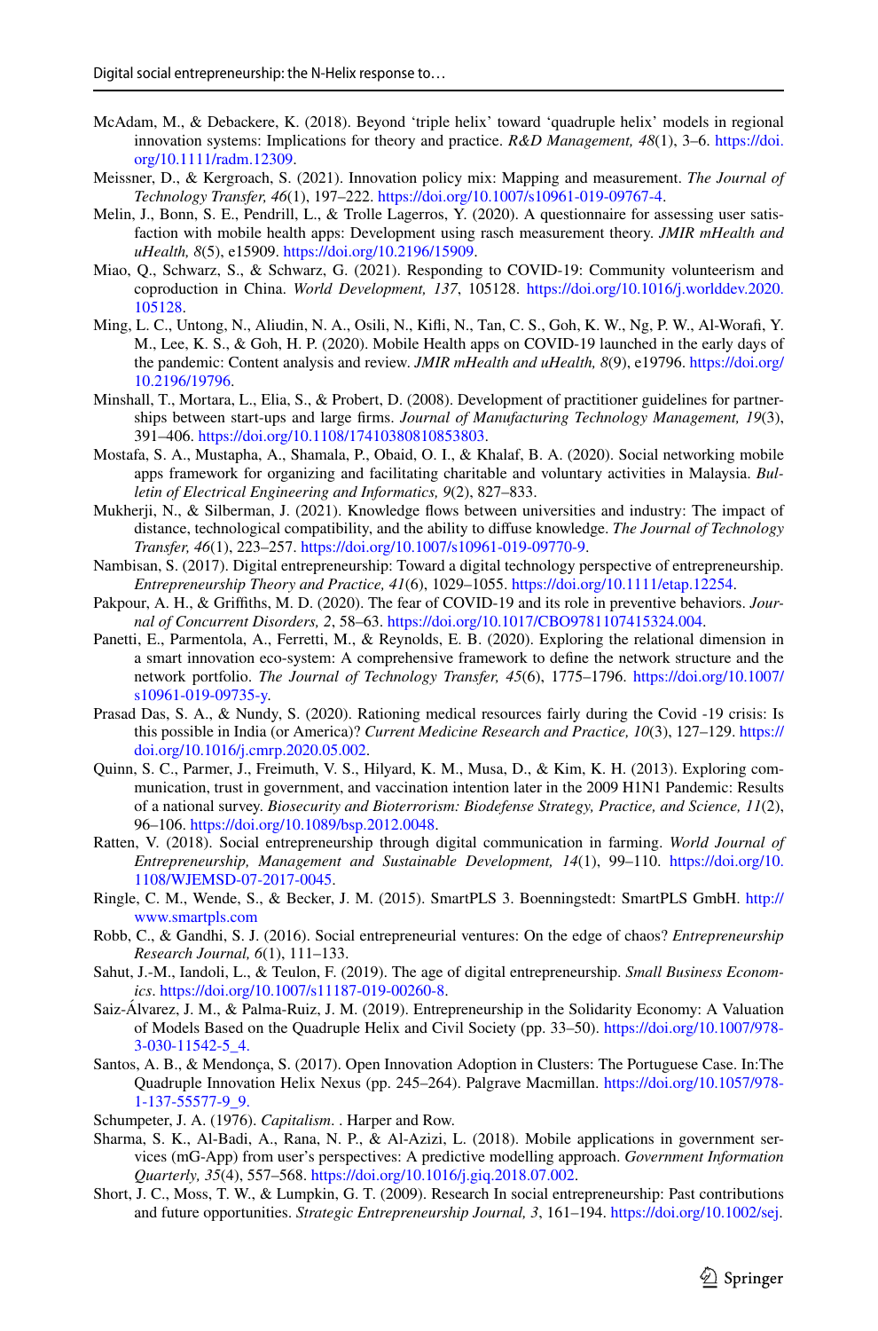McAdam, M., & Debackere, K. (2018). Beyond 'triple helix' toward 'quadruple helix' models in regional innovation systems: Implications for theory and practice. *R&D Management, 48*(1), 3–6. https://doi.org/10.1111/radm.12309.

Meissner, D., & Kergroach, S. (2021). Innovation policy mix: Mapping and measurement. *The Journal of Technology Transfer, 46*(1), 197–222. https://doi.org/10.1007/s10961-019-09767-4.

Melin, J., Bonn, S. E., Pendrill, L., & Trolle Lagerros, Y. (2020). A questionnaire for assessing user satisfaction with mobile health apps: Development using rasch measurement theory. *JMIR mHealth and uHealth, 8*(5), e15909. https://doi.org/10.2196/15909.

Miao, Q., Schwarz, S., & Schwarz, G. (2021). Responding to COVID-19: Community volunteerism and coproduction in China. *World Development, 137*, 105128. https://doi.org/10.1016/j.worlddev.2020.105128.

Ming, L. C., Untong, N., Aliudin, N. A., Osili, N., Kifli, N., Tan, C. S., Goh, K. W., Ng, P. W., Al-Worafi, Y. M., Lee, K. S., & Goh, H. P. (2020). Mobile Health apps on COVID-19 launched in the early days of the pandemic: Content analysis and review. *JMIR mHealth and uHealth, 8*(9), e19796. https://doi.org/10.2196/19796.

Minshall, T., Mortara, L., Elia, S., & Probert, D. (2008). Development of practitioner guidelines for partnerships between start-ups and large firms. *Journal of Manufacturing Technology Management, 19*(3), 391–406. https://doi.org/10.1108/17410380810853803.

Mostafa, S. A., Mustapha, A., Shamala, P., Obaid, O. I., & Khalaf, B. A. (2020). Social networking mobile apps framework for organizing and facilitating charitable and voluntary activities in Malaysia. *Bulletin of Electrical Engineering and Informatics, 9*(2), 827–833.

Mukherji, N., & Silberman, J. (2021). Knowledge flows between universities and industry: The impact of distance, technological compatibility, and the ability to diffuse knowledge. *The Journal of Technology Transfer, 46*(1), 223–257. https://doi.org/10.1007/s10961-019-09770-9.

Nambisan, S. (2017). Digital entrepreneurship: Toward a digital technology perspective of entrepreneurship. *Entrepreneurship Theory and Practice, 41*(6), 1029–1055. https://doi.org/10.1111/etap.12254.

Pakpour, A. H., & Griffiths, M. D. (2020). The fear of COVID-19 and its role in preventive behaviors. *Journal of Concurrent Disorders, 2*, 58–63. https://doi.org/10.1017/CBO9781107415324.004.

Panetti, E., Parmentola, A., Ferretti, M., & Reynolds, E. B. (2020). Exploring the relational dimension in a smart innovation eco-system: A comprehensive framework to define the network structure and the network portfolio. *The Journal of Technology Transfer, 45*(6), 1775–1796. https://doi.org/10.1007/s10961-019-09735-y.

Prasad Das, S. A., & Nundy, S. (2020). Rationing medical resources fairly during the Covid -19 crisis: Is this possible in India (or America)? *Current Medicine Research and Practice, 10*(3), 127–129. https://doi.org/10.1016/j.cmrp.2020.05.002.

Quinn, S. C., Parmer, J., Freimuth, V. S., Hilyard, K. M., Musa, D., & Kim, K. H. (2013). Exploring communication, trust in government, and vaccination intention later in the 2009 H1N1 Pandemic: Results of a national survey. *Biosecurity and Bioterrorism: Biodefense Strategy, Practice, and Science, 11*(2), 96–106. https://doi.org/10.1089/bsp.2012.0048.

Ratten, V. (2018). Social entrepreneurship through digital communication in farming. *World Journal of Entrepreneurship, Management and Sustainable Development, 14*(1), 99–110. https://doi.org/10.1108/WJEMSD-07-2017-0045.

Ringle, C. M., Wende, S., & Becker, J. M. (2015). SmartPLS 3. Boenningstedt: SmartPLS GmbH. http://www.smartpls.com

Robb, C., & Gandhi, S. J. (2016). Social entrepreneurial ventures: On the edge of chaos? *Entrepreneurship Research Journal, 6*(1), 111–133.

Sahut, J.-M., Iandoli, L., & Teulon, F. (2019). The age of digital entrepreneurship. *Small Business Economics*. https://doi.org/10.1007/s11187-019-00260-8.

Saiz-Álvarez, J. M., & Palma-Ruiz, J. M. (2019). Entrepreneurship in the Solidarity Economy: A Valuation of Models Based on the Quadruple Helix and Civil Society (pp. 33–50). https://doi.org/10.1007/978-3-030-11542-5_4.

Santos, A. B., & Mendonça, S. (2017). Open Innovation Adoption in Clusters: The Portuguese Case. In:The Quadruple Innovation Helix Nexus (pp. 245–264). Palgrave Macmillan. https://doi.org/10.1057/978-1-137-55577-9_9.

Schumpeter, J. A. (1976). *Capitalism*. . Harper and Row.

Sharma, S. K., Al-Badi, A., Rana, N. P., & Al-Azizi, L. (2018). Mobile applications in government services (mG-App) from user's perspectives: A predictive modelling approach. *Government Information Quarterly, 35*(4), 557–568. https://doi.org/10.1016/j.giq.2018.07.002.

Short, J. C., Moss, T. W., & Lumpkin, G. T. (2009). Research In social entrepreneurship: Past contributions and future opportunities. *Strategic Entrepreneurship Journal, 3*, 161–194. https://doi.org/10.1002/sej.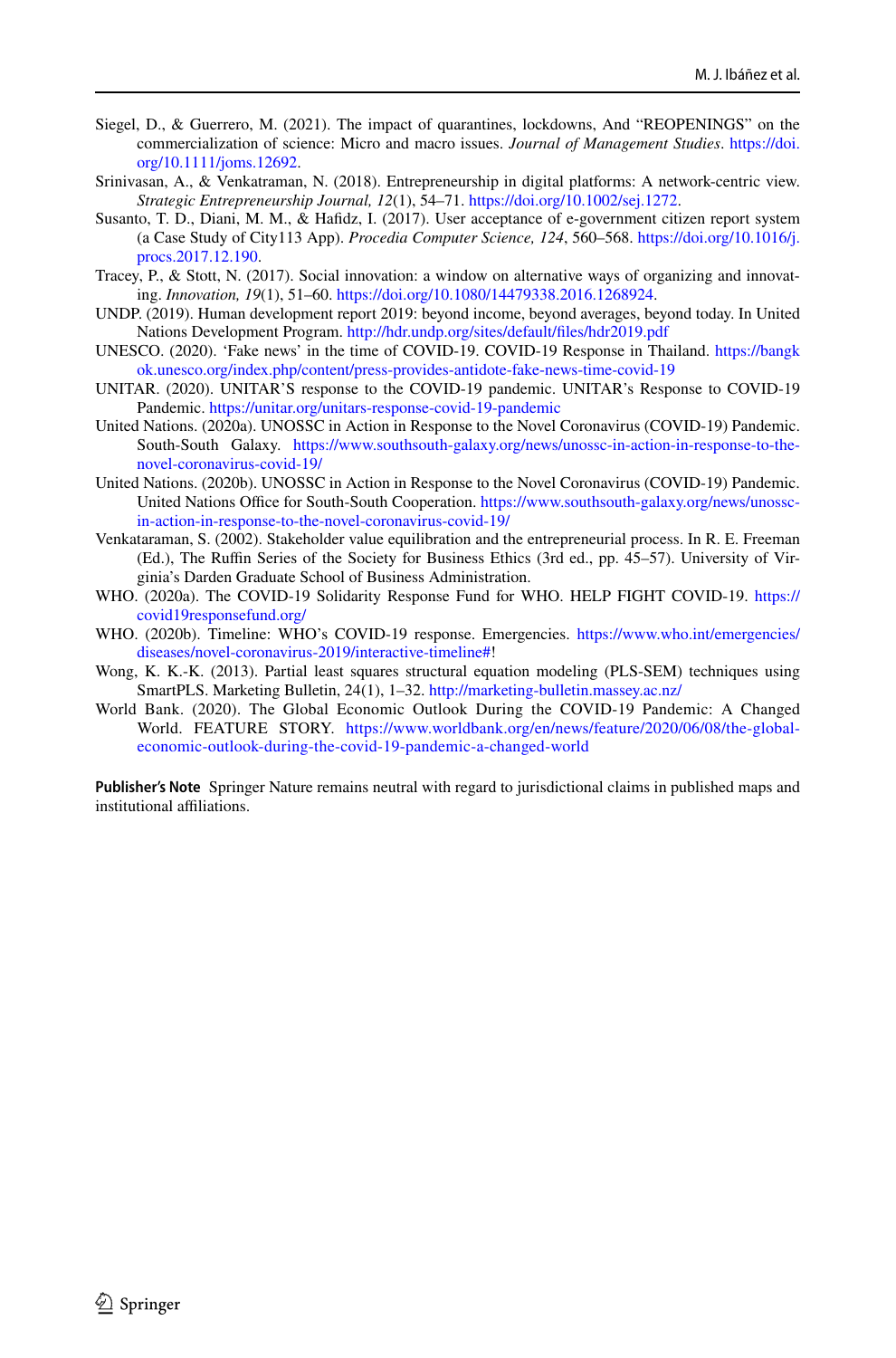Siegel, D., & Guerrero, M. (2021). The impact of quarantines, lockdowns, And "REOPENINGS" on the commercialization of science: Micro and macro issues. *Journal of Management Studies*. https://doi.org/10.1111/joms.12692.

Srinivasan, A., & Venkatraman, N. (2018). Entrepreneurship in digital platforms: A network-centric view. *Strategic Entrepreneurship Journal, 12*(1), 54–71. https://doi.org/10.1002/sej.1272.

Susanto, T. D., Diani, M. M., & Hafidz, I. (2017). User acceptance of e-government citizen report system (a Case Study of City113 App). *Procedia Computer Science, 124*, 560–568. https://doi.org/10.1016/j.procs.2017.12.190.

Tracey, P., & Stott, N. (2017). Social innovation: a window on alternative ways of organizing and innovating. *Innovation, 19*(1), 51–60. https://doi.org/10.1080/14479338.2016.1268924.

UNDP. (2019). Human development report 2019: beyond income, beyond averages, beyond today. In United Nations Development Program. http://hdr.undp.org/sites/default/files/hdr2019.pdf

UNESCO. (2020). 'Fake news' in the time of COVID-19. COVID-19 Response in Thailand. https://bangkok.unesco.org/index.php/content/press-provides-antidote-fake-news-time-covid-19

UNITAR. (2020). UNITAR'S response to the COVID-19 pandemic. UNITAR's Response to COVID-19 Pandemic. https://unitar.org/unitars-response-covid-19-pandemic

United Nations. (2020a). UNOSSC in Action in Response to the Novel Coronavirus (COVID-19) Pandemic. South-South Galaxy. https://www.southsouth-galaxy.org/news/unossc-in-action-in-response-to-the-novel-coronavirus-covid-19/

United Nations. (2020b). UNOSSC in Action in Response to the Novel Coronavirus (COVID-19) Pandemic. United Nations Office for South-South Cooperation. https://www.southsouth-galaxy.org/news/unossc-in-action-in-response-to-the-novel-coronavirus-covid-19/

Venkataraman, S. (2002). Stakeholder value equilibration and the entrepreneurial process. In R. E. Freeman (Ed.), The Ruffin Series of the Society for Business Ethics (3rd ed., pp. 45–57). University of Virginia's Darden Graduate School of Business Administration.

WHO. (2020a). The COVID-19 Solidarity Response Fund for WHO. HELP FIGHT COVID-19. https://covid19responsefund.org/

WHO. (2020b). Timeline: WHO's COVID-19 response. Emergencies. https://www.who.int/emergencies/diseases/novel-coronavirus-2019/interactive-timeline#!

Wong, K. K.-K. (2013). Partial least squares structural equation modeling (PLS-SEM) techniques using SmartPLS. Marketing Bulletin, 24(1), 1–32. http://marketing-bulletin.massey.ac.nz/

World Bank. (2020). The Global Economic Outlook During the COVID-19 Pandemic: A Changed World. FEATURE STORY. https://www.worldbank.org/en/news/feature/2020/06/08/the-global-economic-outlook-during-the-covid-19-pandemic-a-changed-world

**Publisher's Note** Springer Nature remains neutral with regard to jurisdictional claims in published maps and institutional affiliations.